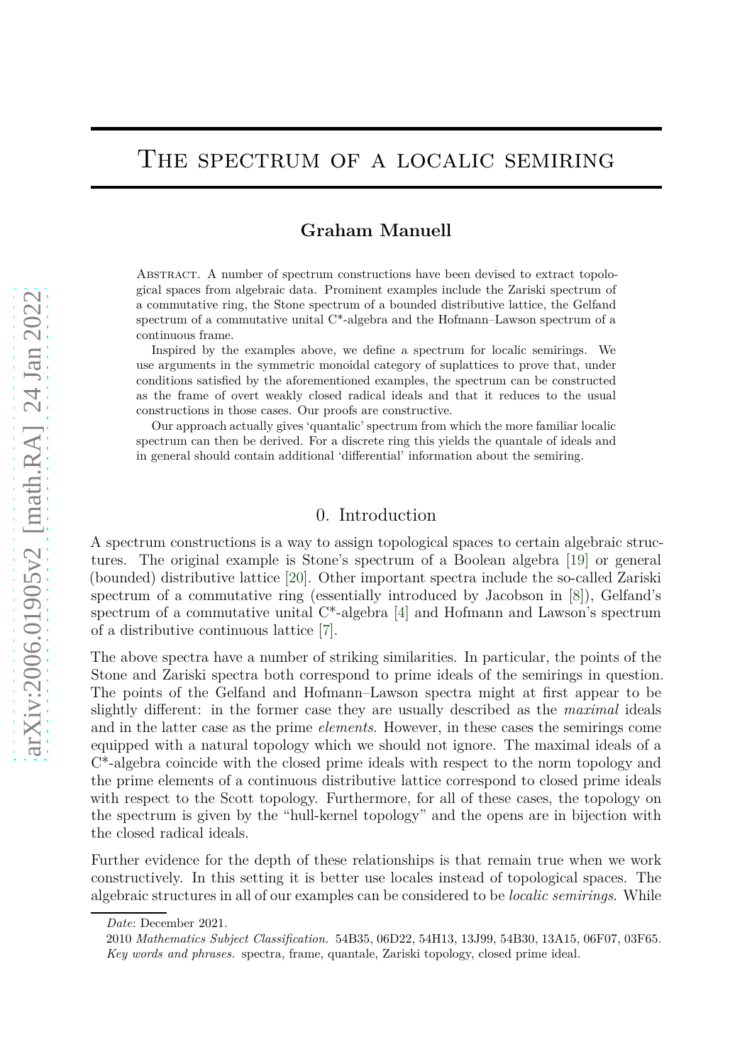# The spectrum of a localic semiring

**Graham Manuell**

Abstract. A number of spectrum constructions have been devised to extract topological spaces from algebraic data. Prominent examples include the Zariski spectrum of a commutative ring, the Stone spectrum of a bounded distributive lattice, the Gelfand spectrum of a commutative unital C*-algebra and the Hofmann–Lawson spectrum of a continuous frame.

Inspired by the examples above, we define a spectrum for localic semirings. We use arguments in the symmetric monoidal category of suplattices to prove that, under conditions satisfied by the aforementioned examples, the spectrum can be constructed as the frame of overt weakly closed radical ideals and that it reduces to the usual constructions in those cases. Our proofs are constructive.

Our approach actually gives 'quantalic' spectrum from which the more familiar localic spectrum can then be derived. For a discrete ring this yields the quantale of ideals and in general should contain additional 'differential' information about the semiring.

## 0. Introduction

A spectrum constructions is a way to assign topological spaces to certain algebraic structures. The original example is Stone's spectrum of a Boolean algebra [19] or general (bounded) distributive lattice [20]. Other important spectra include the so-called Zariski spectrum of a commutative ring (essentially introduced by Jacobson in [8]), Gelfand's spectrum of a commutative unital C*-algebra [4] and Hofmann and Lawson's spectrum of a distributive continuous lattice [7].

The above spectra have a number of striking similarities. In particular, the points of the Stone and Zariski spectra both correspond to prime ideals of the semirings in question. The points of the Gelfand and Hofmann–Lawson spectra might at first appear to be slightly different: in the former case they are usually described as the *maximal* ideals and in the latter case as the prime *elements*. However, in these cases the semirings come equipped with a natural topology which we should not ignore. The maximal ideals of a C*-algebra coincide with the closed prime ideals with respect to the norm topology and the prime elements of a continuous distributive lattice correspond to closed prime ideals with respect to the Scott topology. Furthermore, for all of these cases, the topology on the spectrum is given by the "hull-kernel topology" and the opens are in bijection with the closed radical ideals.

Further evidence for the depth of these relationships is that remain true when we work constructively. In this setting it is better use locales instead of topological spaces. The algebraic structures in all of our examples can be considered to be *localic semirings*. While

*Date*: December 2021.

2010 *Mathematics Subject Classification.* 54B35, 06D22, 54H13, 13J99, 54B30, 13A15, 06F07, 03F65.

*Key words and phrases.* spectra, frame, quantale, Zariski topology, closed prime ideal.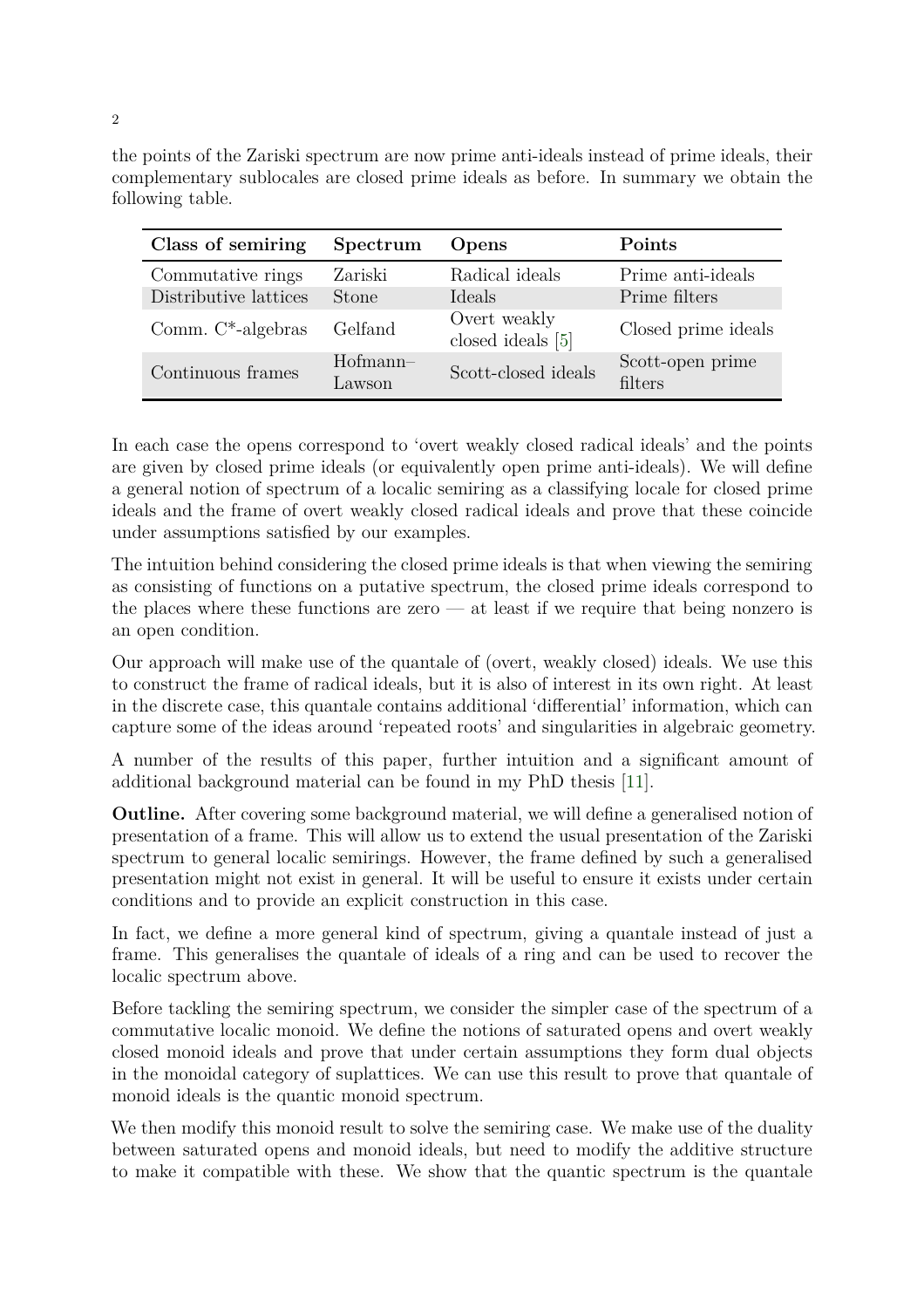the points of the Zariski spectrum are now prime anti-ideals instead of prime ideals, their complementary sublocales are closed prime ideals as before. In summary we obtain the following table.

| Class of semiring | Spectrum | Opens | Points |
|---|---|---|---|
| Commutative rings | Zariski | Radical ideals | Prime anti-ideals |
| Distributive lattices | Stone | Ideals | Prime filters |
| Comm. C*-algebras | Gelfand | Overt weakly closed ideals [5] | Closed prime ideals |
| Continuous frames | Hofmann–Lawson | Scott-closed ideals | Scott-open prime filters |

In each case the opens correspond to 'overt weakly closed radical ideals' and the points are given by closed prime ideals (or equivalently open prime anti-ideals). We will define a general notion of spectrum of a localic semiring as a classifying locale for closed prime ideals and the frame of overt weakly closed radical ideals and prove that these coincide under assumptions satisfied by our examples.

The intuition behind considering the closed prime ideals is that when viewing the semiring as consisting of functions on a putative spectrum, the closed prime ideals correspond to the places where these functions are zero — at least if we require that being nonzero is an open condition.

Our approach will make use of the quantale of (overt, weakly closed) ideals. We use this to construct the frame of radical ideals, but it is also of interest in its own right. At least in the discrete case, this quantale contains additional 'differential' information, which can capture some of the ideas around 'repeated roots' and singularities in algebraic geometry.

A number of the results of this paper, further intuition and a significant amount of additional background material can be found in my PhD thesis [11].

**Outline.** After covering some background material, we will define a generalised notion of presentation of a frame. This will allow us to extend the usual presentation of the Zariski spectrum to general localic semirings. However, the frame defined by such a generalised presentation might not exist in general. It will be useful to ensure it exists under certain conditions and to provide an explicit construction in this case.

In fact, we define a more general kind of spectrum, giving a quantale instead of just a frame. This generalises the quantale of ideals of a ring and can be used to recover the localic spectrum above.

Before tackling the semiring spectrum, we consider the simpler case of the spectrum of a commutative localic monoid. We define the notions of saturated opens and overt weakly closed monoid ideals and prove that under certain assumptions they form dual objects in the monoidal category of suplattices. We can use this result to prove that quantale of monoid ideals is the quantic monoid spectrum.

We then modify this monoid result to solve the semiring case. We make use of the duality between saturated opens and monoid ideals, but need to modify the additive structure to make it compatible with these. We show that the quantic spectrum is the quantale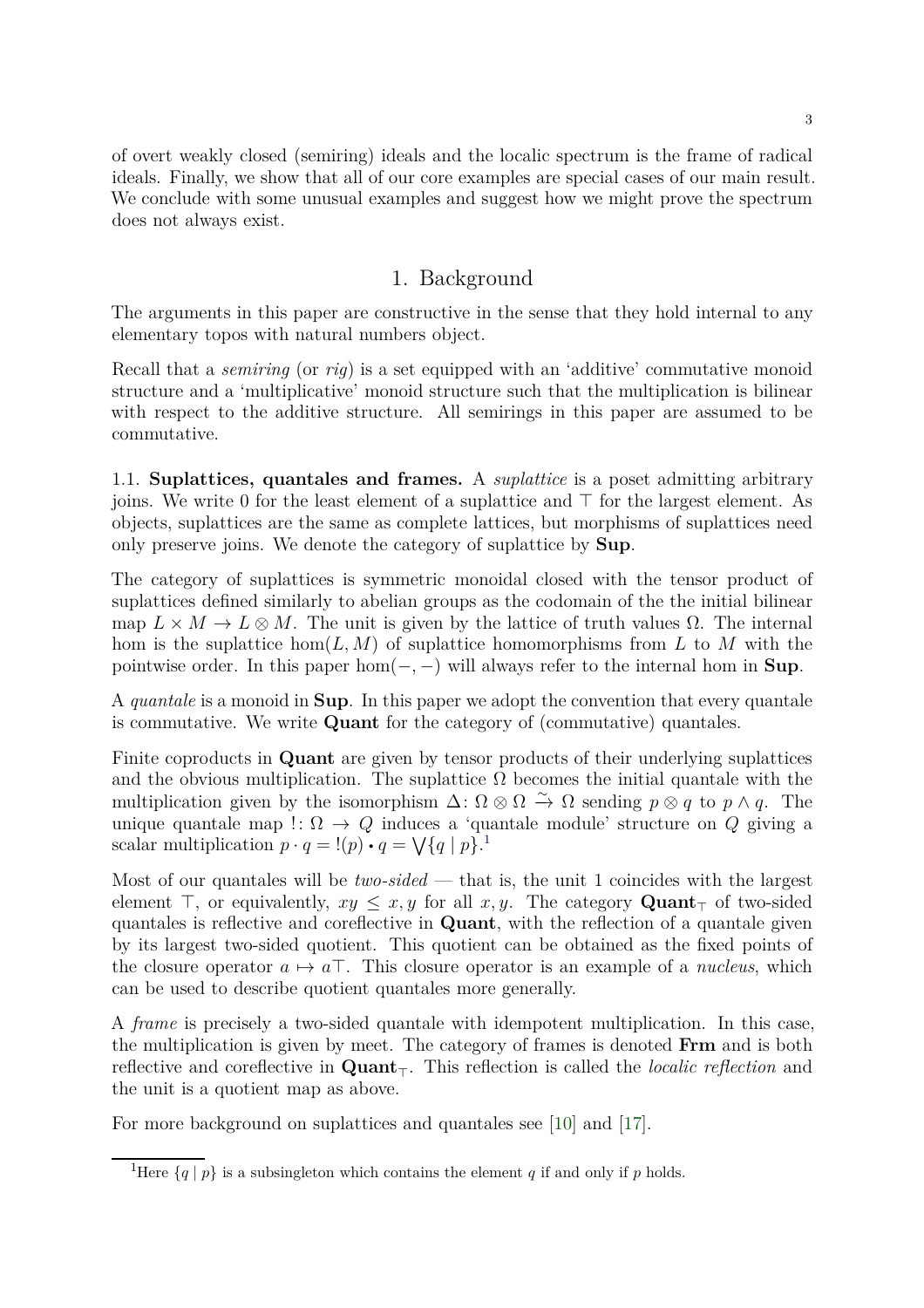of overt weakly closed (semiring) ideals and the localic spectrum is the frame of radical ideals. Finally, we show that all of our core examples are special cases of our main result. We conclude with some unusual examples and suggest how we might prove the spectrum does not always exist.

## 1. Background

The arguments in this paper are constructive in the sense that they hold internal to any elementary topos with natural numbers object.

Recall that a *semiring* (or *rig*) is a set equipped with an 'additive' commutative monoid structure and a 'multiplicative' monoid structure such that the multiplication is bilinear with respect to the additive structure. All semirings in this paper are assumed to be commutative.

1.1. **Suplattices, quantales and frames.** A *suplattice* is a poset admitting arbitrary joins. We write 0 for the least element of a suplattice and $\top$ for the largest element. As objects, suplattices are the same as complete lattices, but morphisms of suplattices need only preserve joins. We denote the category of suplattice by **Sup**.

The category of suplattices is symmetric monoidal closed with the tensor product of suplattices defined similarly to abelian groups as the codomain of the the initial bilinear map $L \times M \to L \otimes M$. The unit is given by the lattice of truth values $\Omega$. The internal hom is the suplattice $\hom(L, M)$ of suplattice homomorphisms from $L$ to $M$ with the pointwise order. In this paper $\hom(-,-)$ will always refer to the internal hom in **Sup**.

A *quantale* is a monoid in **Sup**. In this paper we adopt the convention that every quantale is commutative. We write **Quant** for the category of (commutative) quantales.

Finite coproducts in **Quant** are given by tensor products of their underlying suplattices and the obvious multiplication. The suplattice $\Omega$ becomes the initial quantale with the multiplication given by the isomorphism $\Delta\colon \Omega \otimes \Omega \xrightarrow{\sim} \Omega$ sending $p \otimes q$ to $p \wedge q$. The unique quantale map $!\colon \Omega \to Q$ induces a 'quantale module' structure on $Q$ giving a scalar multiplication $p \cdot q = !(p) \bullet q = \bigvee \{q \mid p\}$.[1]

Most of our quantales will be *two-sided* — that is, the unit 1 coincides with the largest element $\top$, or equivalently, $xy \le x, y$ for all $x, y$. The category $\mathbf{Quant}_\top$ of two-sided quantales is reflective and coreflective in **Quant**, with the reflection of a quantale given by its largest two-sided quotient. This quotient can be obtained as the fixed points of the closure operator $a \mapsto a\top$. This closure operator is an example of a *nucleus*, which can be used to describe quotient quantales more generally.

A *frame* is precisely a two-sided quantale with idempotent multiplication. In this case, the multiplication is given by meet. The category of frames is denoted **Frm** and is both reflective and coreflective in $\mathbf{Quant}_\top$. This reflection is called the *localic reflection* and the unit is a quotient map as above.

For more background on suplattices and quantales see [10] and [17].

[1] Here $\{q \mid p\}$ is a subsingleton which contains the element $q$ if and only if $p$ holds.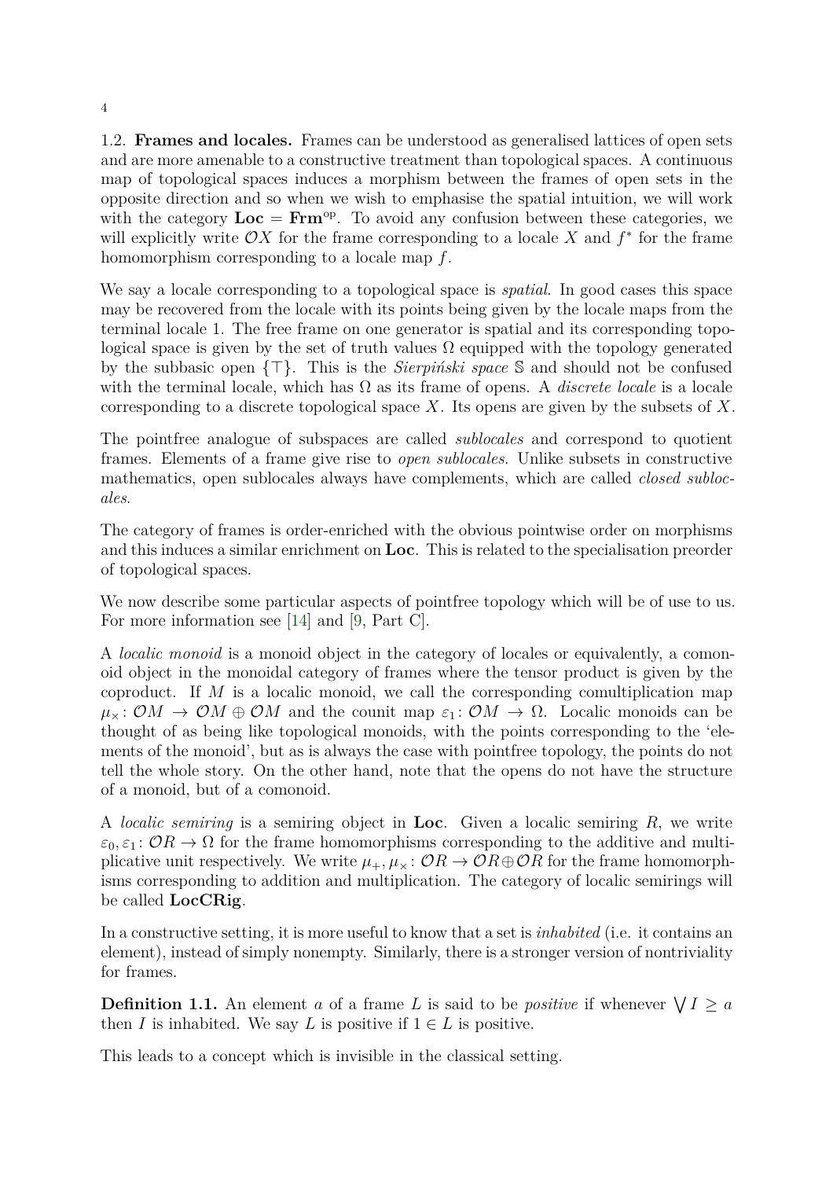1.2. **Frames and locales.** Frames can be understood as generalised lattices of open sets and are more amenable to a constructive treatment than topological spaces. A continuous map of topological spaces induces a morphism between the frames of open sets in the opposite direction and so when we wish to emphasise the spatial intuition, we will work with the category $\mathbf{Loc} = \mathbf{Frm}^{\mathrm{op}}$. To avoid any confusion between these categories, we will explicitly write $\mathcal{O}X$ for the frame corresponding to a locale $X$ and $f^*$ for the frame homomorphism corresponding to a locale map $f$.

We say a locale corresponding to a topological space is *spatial*. In good cases this space may be recovered from the locale with its points being given by the locale maps from the terminal locale 1. The free frame on one generator is spatial and its corresponding topological space is given by the set of truth values $\Omega$ equipped with the topology generated by the subbasic open $\{\top\}$. This is the *Sierpiński space* $\mathbb{S}$ and should not be confused with the terminal locale, which has $\Omega$ as its frame of opens. A *discrete locale* is a locale corresponding to a discrete topological space $X$. Its opens are given by the subsets of $X$.

The pointfree analogue of subspaces are called *sublocales* and correspond to quotient frames. Elements of a frame give rise to *open sublocales*. Unlike subsets in constructive mathematics, open sublocales always have complements, which are called *closed sublocales*.

The category of frames is order-enriched with the obvious pointwise order on morphisms and this induces a similar enrichment on **Loc**. This is related to the specialisation preorder of topological spaces.

We now describe some particular aspects of pointfree topology which will be of use to us. For more information see [14] and [9, Part C].

A *localic monoid* is a monoid object in the category of locales or equivalently, a comonoid object in the monoidal category of frames where the tensor product is given by the coproduct. If $M$ is a localic monoid, we call the corresponding comultiplication map $\mu_\times \colon \mathcal{O}M \to \mathcal{O}M \oplus \mathcal{O}M$ and the counit map $\varepsilon_1 \colon \mathcal{O}M \to \Omega$. Localic monoids can be thought of as being like topological monoids, with the points corresponding to the 'elements of the monoid', but as is always the case with pointfree topology, the points do not tell the whole story. On the other hand, note that the opens do not have the structure of a monoid, but of a comonoid.

A *localic semiring* is a semiring object in **Loc**. Given a localic semiring $R$, we write $\varepsilon_0, \varepsilon_1 \colon \mathcal{O}R \to \Omega$ for the frame homomorphisms corresponding to the additive and multiplicative unit respectively. We write $\mu_+, \mu_\times \colon \mathcal{O}R \to \mathcal{O}R \oplus \mathcal{O}R$ for the frame homomorphisms corresponding to addition and multiplication. The category of localic semirings will be called **LocCRig**.

In a constructive setting, it is more useful to know that a set is *inhabited* (i.e. it contains an element), instead of simply nonempty. Similarly, there is a stronger version of nontriviality for frames.

**Definition 1.1.** An element $a$ of a frame $L$ is said to be *positive* if whenever $\bigvee I \geq a$ then $I$ is inhabited. We say $L$ is positive if $1 \in L$ is positive.

This leads to a concept which is invisible in the classical setting.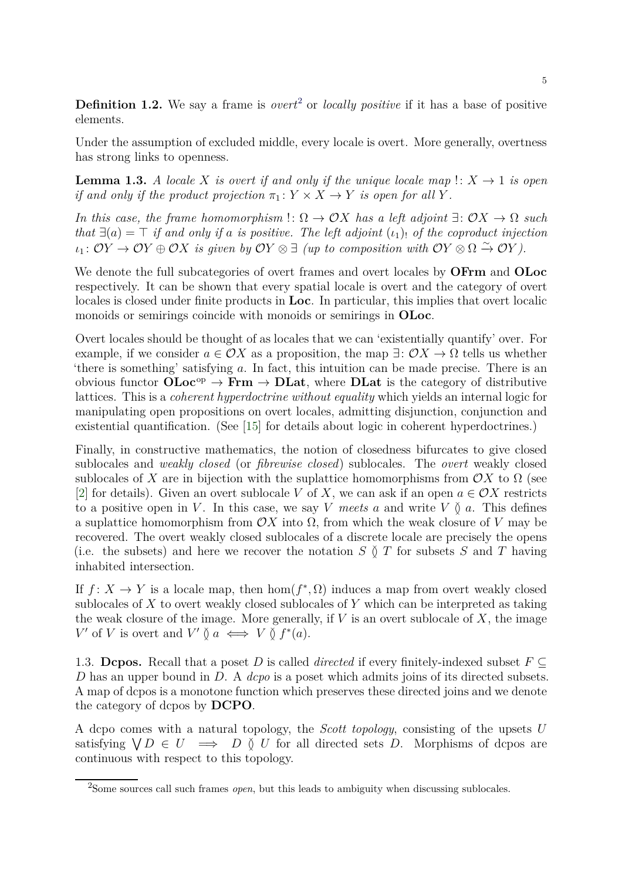**Definition 1.2.** We say a frame is *overt*[2] or *locally positive* if it has a base of positive elements.

Under the assumption of excluded middle, every locale is overt. More generally, overtness has strong links to openness.

**Lemma 1.3.** *A locale $X$ is overt if and only if the unique locale map $!\colon X \to 1$ is open if and only if the product projection $\pi_1\colon Y \times X \to Y$ is open for all $Y$.*

*In this case, the frame homomorphism $!\colon \Omega \to \mathcal{O}X$ has a left adjoint $\exists\colon \mathcal{O}X \to \Omega$ such that $\exists(a) = \top$ if and only if $a$ is positive. The left adjoint $(\iota_1)_!$ of the coproduct injection $\iota_1\colon \mathcal{O}Y \to \mathcal{O}Y \oplus \mathcal{O}X$ is given by $\mathcal{O}Y \otimes \exists$ (up to composition with $\mathcal{O}Y \otimes \Omega \xrightarrow{\sim} \mathcal{O}Y$).*

We denote the full subcategories of overt frames and overt locales by **OFrm** and **OLoc** respectively. It can be shown that every spatial locale is overt and the category of overt locales is closed under finite products in **Loc**. In particular, this implies that overt localic monoids or semirings coincide with monoids or semirings in **OLoc**.

Overt locales should be thought of as locales that we can 'existentially quantify' over. For example, if we consider $a \in \mathcal{O}X$ as a proposition, the map $\exists\colon \mathcal{O}X \to \Omega$ tells us whether 'there is something' satisfying $a$. In fact, this intuition can be made precise. There is an obvious functor $\mathbf{OLoc}^{\mathrm{op}} \to \mathbf{Frm} \to \mathbf{DLat}$, where **DLat** is the category of distributive lattices. This is a *coherent hyperdoctrine without equality* which yields an internal logic for manipulating open propositions on overt locales, admitting disjunction, conjunction and existential quantification. (See [15] for details about logic in coherent hyperdoctrines.)

Finally, in constructive mathematics, the notion of closedness bifurcates to give closed sublocales and *weakly closed* (or *fibrewise closed*) sublocales. The *overt* weakly closed sublocales of $X$ are in bijection with the suplattice homomorphisms from $\mathcal{O}X$ to $\Omega$ (see [2] for details). Given an overt sublocale $V$ of $X$, we can ask if an open $a \in \mathcal{O}X$ restricts to a positive open in $V$. In this case, we say $V$ *meets* $a$ and write $V \between a$. This defines a suplattice homomorphism from $\mathcal{O}X$ into $\Omega$, from which the weak closure of $V$ may be recovered. The overt weakly closed sublocales of a discrete locale are precisely the opens (i.e. the subsets) and here we recover the notation $S \between T$ for subsets $S$ and $T$ having inhabited intersection.

If $f\colon X \to Y$ is a locale map, then $\hom(f^*, \Omega)$ induces a map from overt weakly closed sublocales of $X$ to overt weakly closed sublocales of $Y$ which can be interpreted as taking the weak closure of the image. More generally, if $V$ is an overt sublocale of $X$, the image $V'$ of $V$ is overt and $V' \between a \iff V \between f^*(a)$.

1.3. **Dcpos.** Recall that a poset $D$ is called *directed* if every finitely-indexed subset $F \subseteq D$ has an upper bound in $D$. A *dcpo* is a poset which admits joins of its directed subsets. A map of dcpos is a monotone function which preserves these directed joins and we denote the category of dcpos by **DCPO**.

A dcpo comes with a natural topology, the *Scott topology*, consisting of the upsets $U$ satisfying $\bigvee D \in U \implies D \between U$ for all directed sets $D$. Morphisms of dcpos are continuous with respect to this topology.

[2] Some sources call such frames *open*, but this leads to ambiguity when discussing sublocales.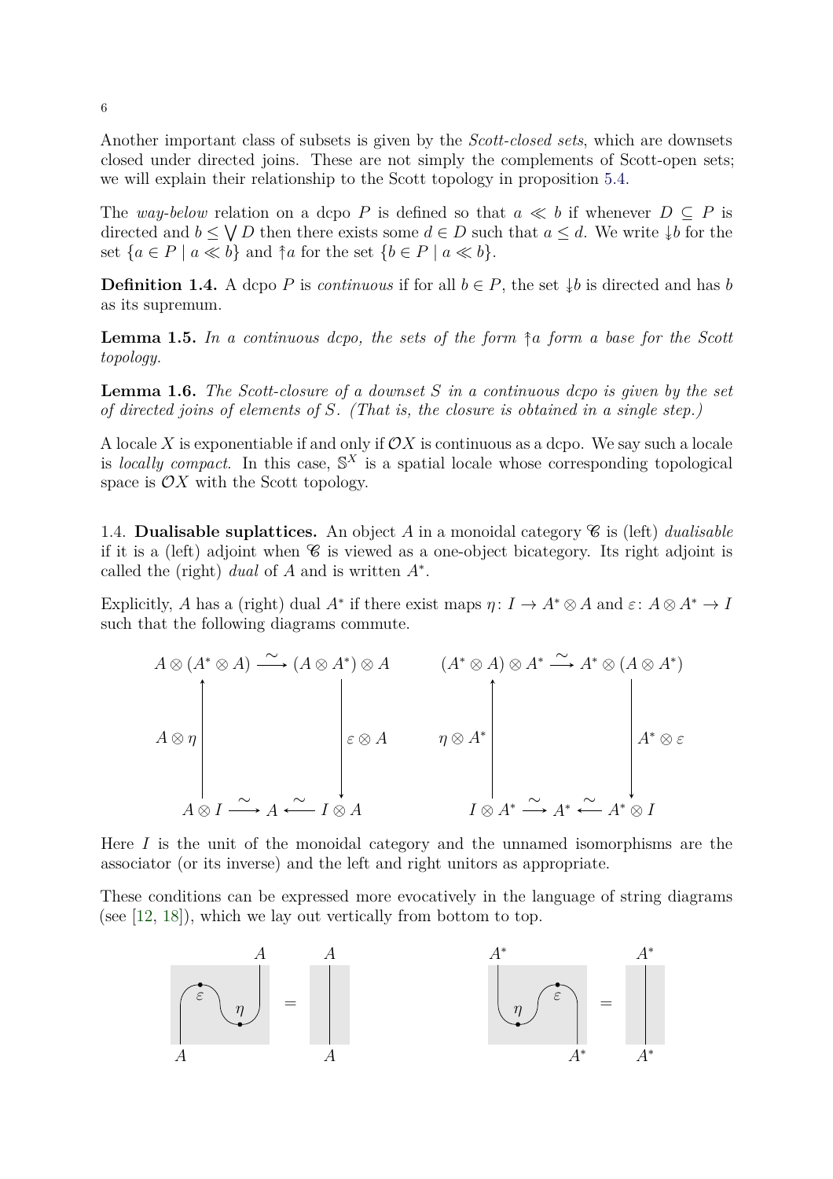Another important class of subsets is given by the *Scott-closed sets*, which are downsets closed under directed joins. These are not simply the complements of Scott-open sets; we will explain their relationship to the Scott topology in proposition 5.4.

The *way-below* relation on a dcpo $P$ is defined so that $a \ll b$ if whenever $D \subseteq P$ is directed and $b \leq \bigvee D$ then there exists some $d \in D$ such that $a \leq d$. We write $\twoheaddownarrow b$ for the set $\{a \in P \mid a \ll b\}$ and $\twoheaduparrow a$ for the set $\{b \in P \mid a \ll b\}$.

**Definition 1.4.** A dcpo $P$ is *continuous* if for all $b \in P$, the set $\twoheaddownarrow b$ is directed and has $b$ as its supremum.

**Lemma 1.5.** *In a continuous dcpo, the sets of the form $\twoheaduparrow a$ form a base for the Scott topology.*

**Lemma 1.6.** *The Scott-closure of a downset $S$ in a continuous dcpo is given by the set of directed joins of elements of $S$. (That is, the closure is obtained in a single step.)*

A locale $X$ is exponentiable if and only if $\mathcal{O}X$ is continuous as a dcpo. We say such a locale is *locally compact*. In this case, $\mathbb{S}^X$ is a spatial locale whose corresponding topological space is $\mathcal{O}X$ with the Scott topology.

### 1.4. Dualisable suplattices.

An object $A$ in a monoidal category $\mathscr{C}$ is (left) *dualisable* if it is a (left) adjoint when $\mathscr{C}$ is viewed as a one-object bicategory. Its right adjoint is called the (right) *dual* of $A$ and is written $A^*$.

Explicitly, $A$ has a (right) dual $A^*$ if there exist maps $\eta\colon I \to A^* \otimes A$ and $\varepsilon\colon A \otimes A^* \to I$ such that the following diagrams commute.

$$
\begin{array}{ccc}
A \otimes (A^* \otimes A) & \xrightarrow{\sim} & (A \otimes A^*) \otimes A \\
\uparrow {\scriptstyle A \otimes \eta} & & \downarrow {\scriptstyle \varepsilon \otimes A} \\
A \otimes I \xrightarrow{\sim} & A & \xleftarrow{\sim} I \otimes A
\end{array}
\qquad
\begin{array}{ccc}
(A^* \otimes A) \otimes A^* & \xrightarrow{\sim} & A^* \otimes (A \otimes A^*) \\
\uparrow {\scriptstyle \eta \otimes A^*} & & \downarrow {\scriptstyle A^* \otimes \varepsilon} \\
I \otimes A^* \xrightarrow{\sim} & A^* & \xleftarrow{\sim} A^* \otimes I
\end{array}
$$

Here $I$ is the unit of the monoidal category and the unnamed isomorphisms are the associator (or its inverse) and the left and right unitors as appropriate.

These conditions can be expressed more evocatively in the language of string diagrams (see [12, 18]), which we lay out vertically from bottom to top.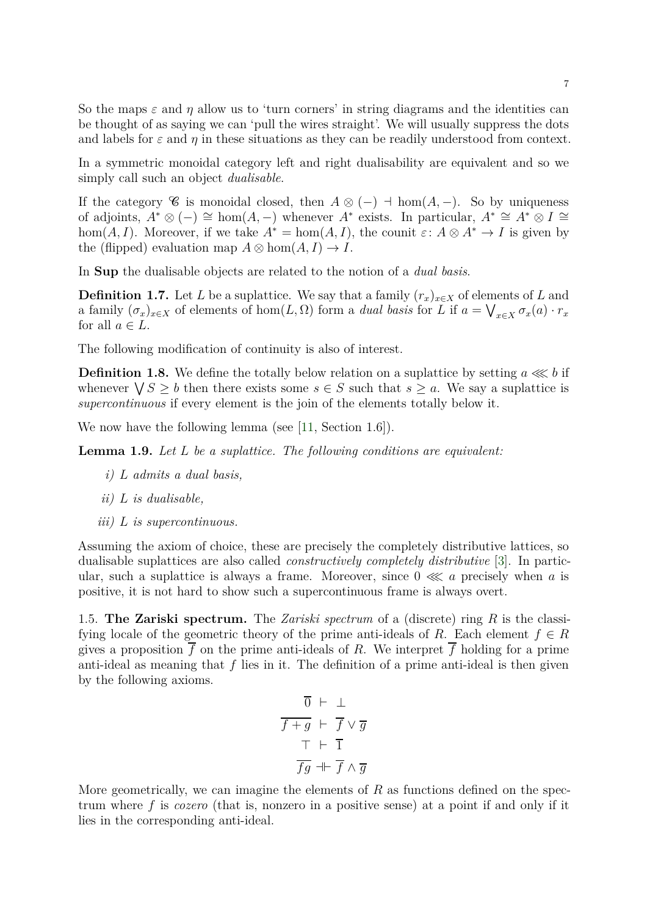So the maps $\varepsilon$ and $\eta$ allow us to 'turn corners' in string diagrams and the identities can be thought of as saying we can 'pull the wires straight'. We will usually suppress the dots and labels for $\varepsilon$ and $\eta$ in these situations as they can be readily understood from context.

In a symmetric monoidal category left and right dualisability are equivalent and so we simply call such an object *dualisable*.

If the category $\mathscr{C}$ is monoidal closed, then $A \otimes (-) \dashv \hom(A, -)$. So by uniqueness of adjoints, $A^* \otimes (-) \cong \hom(A, -)$ whenever $A^*$ exists. In particular, $A^* \cong A^* \otimes I \cong \hom(A, I)$. Moreover, if we take $A^* = \hom(A, I)$, the counit $\varepsilon \colon A \otimes A^* \to I$ is given by the (flipped) evaluation map $A \otimes \hom(A, I) \to I$.

In **Sup** the dualisable objects are related to the notion of a *dual basis*.

**Definition 1.7.** Let $L$ be a suplattice. We say that a family $(r_x)_{x \in X}$ of elements of $L$ and a family $(\sigma_x)_{x \in X}$ of elements of $\hom(L, \Omega)$ form a *dual basis* for $L$ if $a = \bigvee_{x \in X} \sigma_x(a) \cdot r_x$ for all $a \in L$.

The following modification of continuity is also of interest.

**Definition 1.8.** We define the totally below relation on a suplattice by setting $a \lll b$ if whenever $\bigvee S \geq b$ then there exists some $s \in S$ such that $s \geq a$. We say a suplattice is *supercontinuous* if every element is the join of the elements totally below it.

We now have the following lemma (see [11, Section 1.6]).

**Lemma 1.9.** *Let $L$ be a suplattice. The following conditions are equivalent:*

*i) $L$ admits a dual basis,*

*ii) $L$ is dualisable,*

*iii) $L$ is supercontinuous.*

Assuming the axiom of choice, these are precisely the completely distributive lattices, so dualisable suplattices are also called *constructively completely distributive* [3]. In particular, such a suplattice is always a frame. Moreover, since $0 \lll a$ precisely when $a$ is positive, it is not hard to show such a supercontinuous frame is always overt.

1.5. **The Zariski spectrum.** The *Zariski spectrum* of a (discrete) ring $R$ is the classifying locale of the geometric theory of the prime anti-ideals of $R$. Each element $f \in R$ gives a proposition $\overline{f}$ on the prime anti-ideals of $R$. We interpret $\overline{f}$ holding for a prime anti-ideal as meaning that $f$ lies in it. The definition of a prime anti-ideal is then given by the following axioms.

$$
\begin{aligned}
\overline{0} &\vdash \bot \\
\overline{f+g} &\vdash \overline{f} \vee \overline{g} \\
\top &\vdash \overline{1} \\
\overline{fg} &\dashv\vdash \overline{f} \wedge \overline{g}
\end{aligned}
$$

More geometrically, we can imagine the elements of $R$ as functions defined on the spectrum where $f$ is *cozero* (that is, nonzero in a positive sense) at a point if and only if it lies in the corresponding anti-ideal.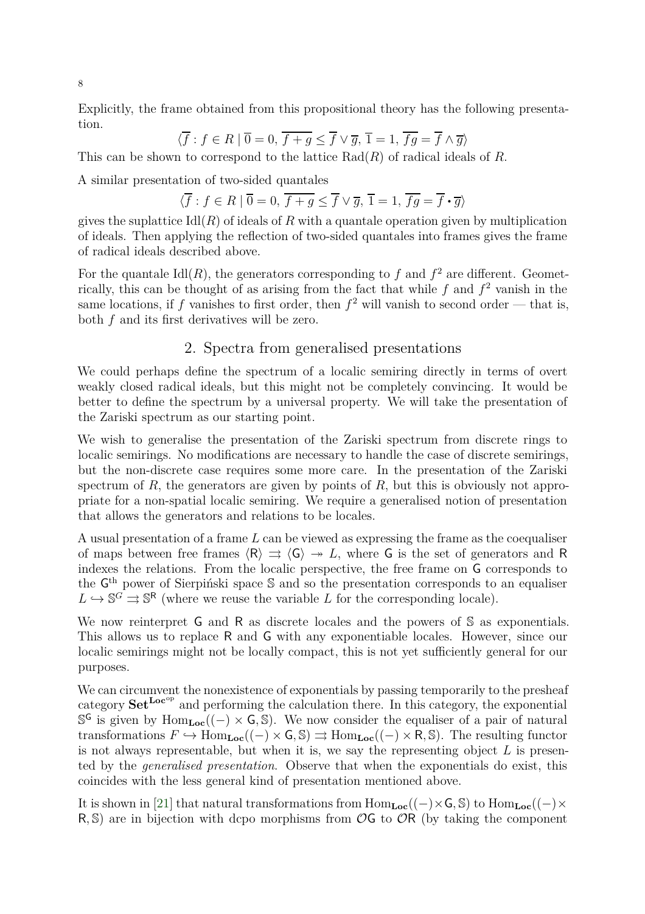Explicitly, the frame obtained from this propositional theory has the following presentation.

$$\langle \overline{f} : f \in R \mid \overline{0} = 0,\, \overline{f+g} \leq \overline{f} \vee \overline{g},\, \overline{1} = 1,\, \overline{fg} = \overline{f} \wedge \overline{g} \rangle$$

This can be shown to correspond to the lattice $\mathrm{Rad}(R)$ of radical ideals of $R$.

A similar presentation of two-sided quantales

$$\langle \overline{f} : f \in R \mid \overline{0} = 0,\, \overline{f+g} \leq \overline{f} \vee \overline{g},\, \overline{1} = 1,\, \overline{fg} = \overline{f} \bullet \overline{g} \rangle$$

gives the suplattice $\mathrm{Idl}(R)$ of ideals of $R$ with a quantale operation given by multiplication of ideals. Then applying the reflection of two-sided quantales into frames gives the frame of radical ideals described above.

For the quantale $\mathrm{Idl}(R)$, the generators corresponding to $f$ and $f^2$ are different. Geometrically, this can be thought of as arising from the fact that while $f$ and $f^2$ vanish in the same locations, if $f$ vanishes to first order, then $f^2$ will vanish to second order — that is, both $f$ and its first derivatives will be zero.

## 2. Spectra from generalised presentations

We could perhaps define the spectrum of a localic semiring directly in terms of overt weakly closed radical ideals, but this might not be completely convincing. It would be better to define the spectrum by a universal property. We will take the presentation of the Zariski spectrum as our starting point.

We wish to generalise the presentation of the Zariski spectrum from discrete rings to localic semirings. No modifications are necessary to handle the case of discrete semirings, but the non-discrete case requires some more care. In the presentation of the Zariski spectrum of $R$, the generators are given by points of $R$, but this is obviously not appropriate for a non-spatial localic semiring. We require a generalised notion of presentation that allows the generators and relations to be locales.

A usual presentation of a frame $L$ can be viewed as expressing the frame as the coequaliser of maps between free frames $\langle \mathsf{R} \rangle \rightrightarrows \langle \mathsf{G} \rangle \twoheadrightarrow L$, where $\mathsf{G}$ is the set of generators and $\mathsf{R}$ indexes the relations. From the localic perspective, the free frame on $\mathsf{G}$ corresponds to the $\mathsf{G}^{\text{th}}$ power of Sierpiński space $\mathbb{S}$ and so the presentation corresponds to an equaliser $L \hookrightarrow \mathbb{S}^G \rightrightarrows \mathbb{S}^{\mathsf{R}}$ (where we reuse the variable $L$ for the corresponding locale).

We now reinterpret $\mathsf{G}$ and $\mathsf{R}$ as discrete locales and the powers of $\mathbb{S}$ as exponentials. This allows us to replace $\mathsf{R}$ and $\mathsf{G}$ with any exponentiable locales. However, since our localic semirings might not be locally compact, this is not yet sufficiently general for our purposes.

We can circumvent the nonexistence of exponentials by passing temporarily to the presheaf category $\mathbf{Set}^{\mathbf{Loc}^{\mathrm{op}}}$ and performing the calculation there. In this category, the exponential $\mathbb{S}^{\mathsf{G}}$ is given by $\mathrm{Hom}_{\mathbf{Loc}}((-) \times \mathsf{G}, \mathbb{S})$. We now consider the equaliser of a pair of natural transformations $F \hookrightarrow \mathrm{Hom}_{\mathbf{Loc}}((-) \times \mathsf{G}, \mathbb{S}) \rightrightarrows \mathrm{Hom}_{\mathbf{Loc}}((-) \times \mathsf{R}, \mathbb{S})$. The resulting functor is not always representable, but when it is, we say the representing object $L$ is presented by the *generalised presentation*. Observe that when the exponentials do exist, this coincides with the less general kind of presentation mentioned above.

It is shown in [21] that natural transformations from $\mathrm{Hom}_{\mathbf{Loc}}((-) \times \mathsf{G}, \mathbb{S})$ to $\mathrm{Hom}_{\mathbf{Loc}}((-) \times \mathsf{R}, \mathbb{S})$ are in bijection with dcpo morphisms from $\mathcal{O}\mathsf{G}$ to $\mathcal{O}\mathsf{R}$ (by taking the component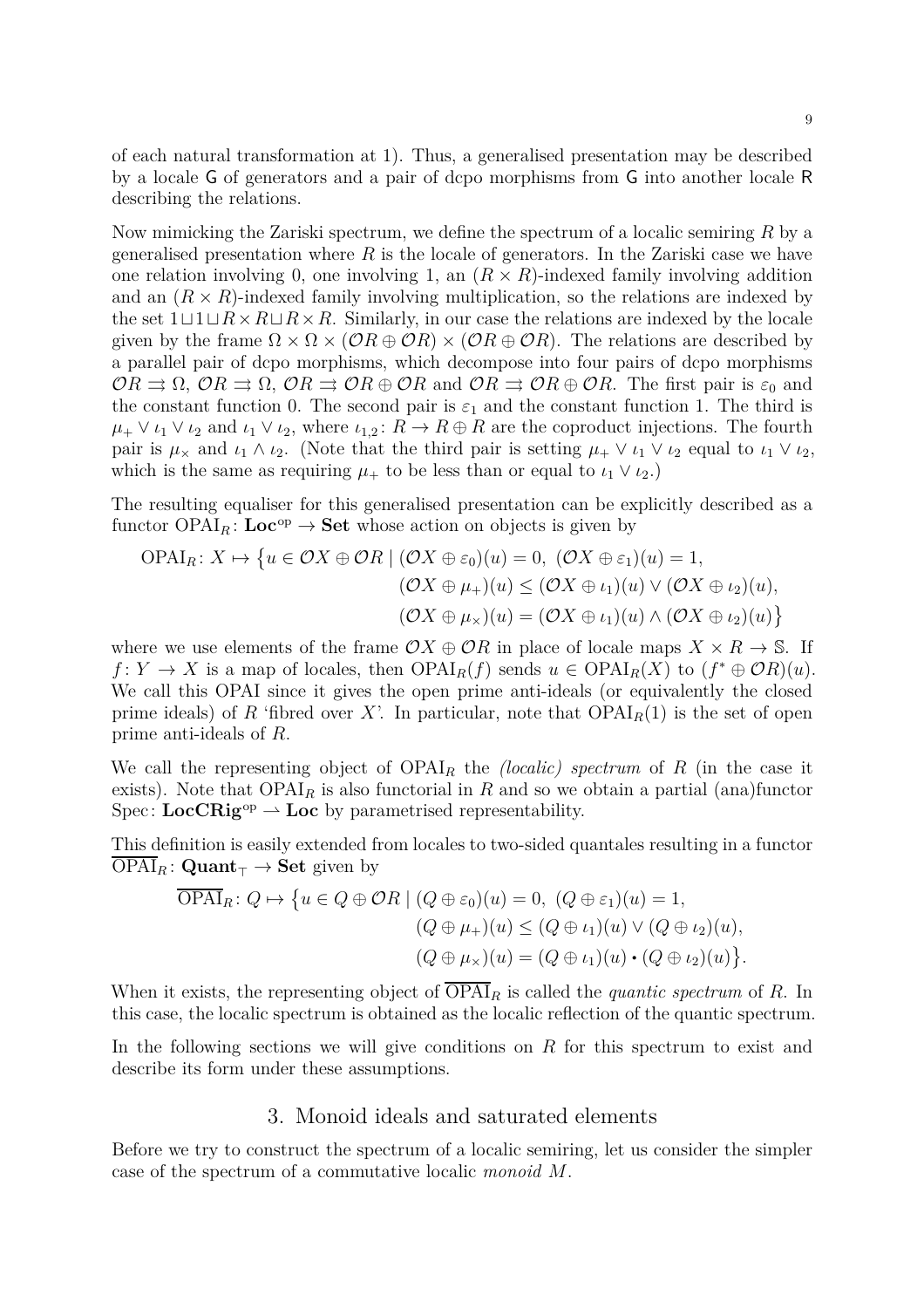of each natural transformation at 1). Thus, a generalised presentation may be described by a locale $\mathsf{G}$ of generators and a pair of dcpo morphisms from $\mathsf{G}$ into another locale $\mathsf{R}$ describing the relations.

Now mimicking the Zariski spectrum, we define the spectrum of a localic semiring $R$ by a generalised presentation where $R$ is the locale of generators. In the Zariski case we have one relation involving 0, one involving 1, an $(R \times R)$-indexed family involving addition and an $(R \times R)$-indexed family involving multiplication, so the relations are indexed by the set $1 \sqcup 1 \sqcup R \times R \sqcup R \times R$. Similarly, in our case the relations are indexed by the locale given by the frame $\Omega \times \Omega \times (\mathcal{O}R \oplus \mathcal{O}R) \times (\mathcal{O}R \oplus \mathcal{O}R)$. The relations are described by a parallel pair of dcpo morphisms, which decompose into four pairs of dcpo morphisms $\mathcal{O}R \rightrightarrows \Omega$, $\mathcal{O}R \rightrightarrows \Omega$, $\mathcal{O}R \rightrightarrows \mathcal{O}R \oplus \mathcal{O}R$ and $\mathcal{O}R \rightrightarrows \mathcal{O}R \oplus \mathcal{O}R$. The first pair is $\varepsilon_0$ and the constant function 0. The second pair is $\varepsilon_1$ and the constant function 1. The third is $\mu_+ \vee \iota_1 \vee \iota_2$ and $\iota_1 \vee \iota_2$, where $\iota_{1,2} \colon R \to R \oplus R$ are the coproduct injections. The fourth pair is $\mu_\times$ and $\iota_1 \wedge \iota_2$. (Note that the third pair is setting $\mu_+ \vee \iota_1 \vee \iota_2$ equal to $\iota_1 \vee \iota_2$, which is the same as requiring $\mu_+$ to be less than or equal to $\iota_1 \vee \iota_2$.)

The resulting equaliser for this generalised presentation can be explicitly described as a functor $\mathrm{OPAI}_R \colon \mathbf{Loc}^{\mathrm{op}} \to \mathbf{Set}$ whose action on objects is given by

$$\begin{aligned}
\mathrm{OPAI}_R \colon X \mapsto \big\{ u \in \mathcal{O}X \oplus \mathcal{O}R \mid\ & (\mathcal{O}X \oplus \varepsilon_0)(u) = 0,\ (\mathcal{O}X \oplus \varepsilon_1)(u) = 1, \\
& (\mathcal{O}X \oplus \mu_+)(u) \le (\mathcal{O}X \oplus \iota_1)(u) \vee (\mathcal{O}X \oplus \iota_2)(u), \\
& (\mathcal{O}X \oplus \mu_\times)(u) = (\mathcal{O}X \oplus \iota_1)(u) \wedge (\mathcal{O}X \oplus \iota_2)(u) \big\}
\end{aligned}$$

where we use elements of the frame $\mathcal{O}X \oplus \mathcal{O}R$ in place of locale maps $X \times R \to \mathbb{S}$. If $f \colon Y \to X$ is a map of locales, then $\mathrm{OPAI}_R(f)$ sends $u \in \mathrm{OPAI}_R(X)$ to $(f^* \oplus \mathcal{O}R)(u)$. We call this OPAI since it gives the open prime anti-ideals (or equivalently the closed prime ideals) of $R$ 'fibred over $X$'. In particular, note that $\mathrm{OPAI}_R(1)$ is the set of open prime anti-ideals of $R$.

We call the representing object of $\mathrm{OPAI}_R$ the *(localic) spectrum* of $R$ (in the case it exists). Note that $\mathrm{OPAI}_R$ is also functorial in $R$ and so we obtain a partial (ana)functor $\mathrm{Spec} \colon \mathbf{LocCRig}^{\mathrm{op}} \rightharpoonup \mathbf{Loc}$ by parametrised representability.

This definition is easily extended from locales to two-sided quantales resulting in a functor $\overline{\mathrm{OPAI}}_R \colon \mathbf{Quant}_\top \to \mathbf{Set}$ given by

$$\begin{aligned}
\overline{\mathrm{OPAI}}_R \colon Q \mapsto \big\{ u \in Q \oplus \mathcal{O}R \mid\ & (Q \oplus \varepsilon_0)(u) = 0,\ (Q \oplus \varepsilon_1)(u) = 1, \\
& (Q \oplus \mu_+)(u) \le (Q \oplus \iota_1)(u) \vee (Q \oplus \iota_2)(u), \\
& (Q \oplus \mu_\times)(u) = (Q \oplus \iota_1)(u) \bullet (Q \oplus \iota_2)(u) \big\}.
\end{aligned}$$

When it exists, the representing object of $\overline{\mathrm{OPAI}}_R$ is called the *quantic spectrum* of $R$. In this case, the localic spectrum is obtained as the localic reflection of the quantic spectrum.

In the following sections we will give conditions on $R$ for this spectrum to exist and describe its form under these assumptions.

## 3. Monoid ideals and saturated elements

Before we try to construct the spectrum of a localic semiring, let us consider the simpler case of the spectrum of a commutative localic *monoid* $M$.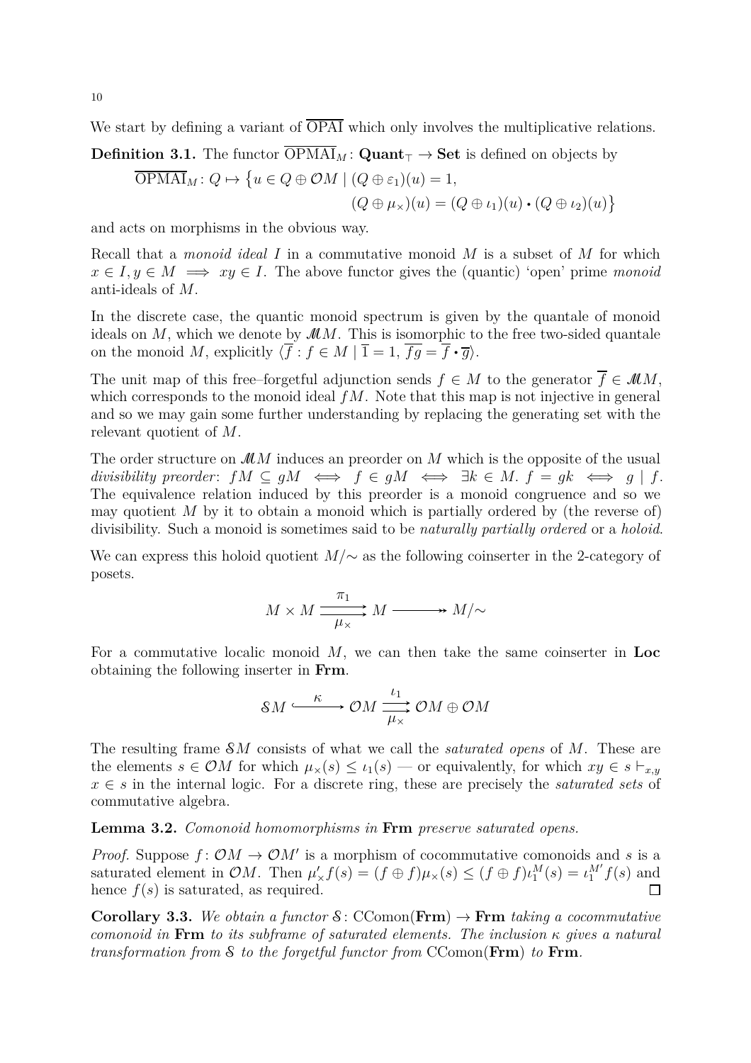We start by defining a variant of $\overline{\text{OPAI}}$ which only involves the multiplicative relations.

**Definition 3.1.** The functor $\overline{\text{OPMAI}}_M \colon \mathbf{Quant}_\top \to \mathbf{Set}$ is defined on objects by

$$\begin{aligned}\overline{\text{OPMAI}}_M \colon Q \mapsto \big\{u \in Q \oplus \mathcal{O}M \mid\ & (Q \oplus \varepsilon_1)(u) = 1, \\ & (Q \oplus \mu_\times)(u) = (Q \oplus \iota_1)(u) \cdot (Q \oplus \iota_2)(u)\big\}\end{aligned}$$

and acts on morphisms in the obvious way.

Recall that a *monoid ideal* $I$ in a commutative monoid $M$ is a subset of $M$ for which $x \in I, y \in M \implies xy \in I$. The above functor gives the (quantic) 'open' prime *monoid* anti-ideals of $M$.

In the discrete case, the quantic monoid spectrum is given by the quantale of monoid ideals on $M$, which we denote by $\mathscr{M}M$. This is isomorphic to the free two-sided quantale on the monoid $M$, explicitly $\langle \overline{f} : f \in M \mid \overline{1} = 1,\ \overline{fg} = \overline{f} \cdot \overline{g} \rangle$.

The unit map of this free–forgetful adjunction sends $f \in M$ to the generator $\overline{f} \in \mathscr{M}M$, which corresponds to the monoid ideal $fM$. Note that this map is not injective in general and so we may gain some further understanding by replacing the generating set with the relevant quotient of $M$.

The order structure on $\mathscr{M}M$ induces an preorder on $M$ which is the opposite of the usual *divisibility preorder*: $fM \subseteq gM \iff f \in gM \iff \exists k \in M.\ f = gk \iff g \mid f$. The equivalence relation induced by this preorder is a monoid congruence and so we may quotient $M$ by it to obtain a monoid which is partially ordered by (the reverse of) divisibility. Such a monoid is sometimes said to be *naturally partially ordered* or a *holoid*.

We can express this holoid quotient $M/{\sim}$ as the following coinserter in the 2-category of posets.

$$M \times M \underset{\mu_\times}{\overset{\pi_1}{\rightrightarrows}} M \twoheadrightarrow M/{\sim}$$

For a commutative localic monoid $M$, we can then take the same coinserter in $\mathbf{Loc}$ obtaining the following inserter in $\mathbf{Frm}$.

$$\mathcal{S}M \overset{\kappa}{\hookrightarrow} \mathcal{O}M \underset{\mu_\times}{\overset{\iota_1}{\rightrightarrows}} \mathcal{O}M \oplus \mathcal{O}M$$

The resulting frame $\mathcal{S}M$ consists of what we call the *saturated opens* of $M$. These are the elements $s \in \mathcal{O}M$ for which $\mu_\times(s) \le \iota_1(s)$ — or equivalently, for which $xy \in s \vdash_{x,y} x \in s$ in the internal logic. For a discrete ring, these are precisely the *saturated sets* of commutative algebra.

**Lemma 3.2.** *Comonoid homomorphisms in* $\mathbf{Frm}$ *preserve saturated opens.*

*Proof.* Suppose $f \colon \mathcal{O}M \to \mathcal{O}M'$ is a morphism of cocommutative comonoids and $s$ is a saturated element in $\mathcal{O}M$. Then $\mu'_\times f(s) = (f \oplus f)\mu_\times(s) \le (f \oplus f)\iota_1^M(s) = \iota_1^{M'} f(s)$ and hence $f(s)$ is saturated, as required. $\square$

**Corollary 3.3.** *We obtain a functor* $\mathcal{S} \colon \mathrm{CComon}(\mathbf{Frm}) \to \mathbf{Frm}$ *taking a cocommutative comonoid in* $\mathbf{Frm}$ *to its subframe of saturated elements. The inclusion* $\kappa$ *gives a natural transformation from* $\mathcal{S}$ *to the forgetful functor from* $\mathrm{CComon}(\mathbf{Frm})$ *to* $\mathbf{Frm}$*.*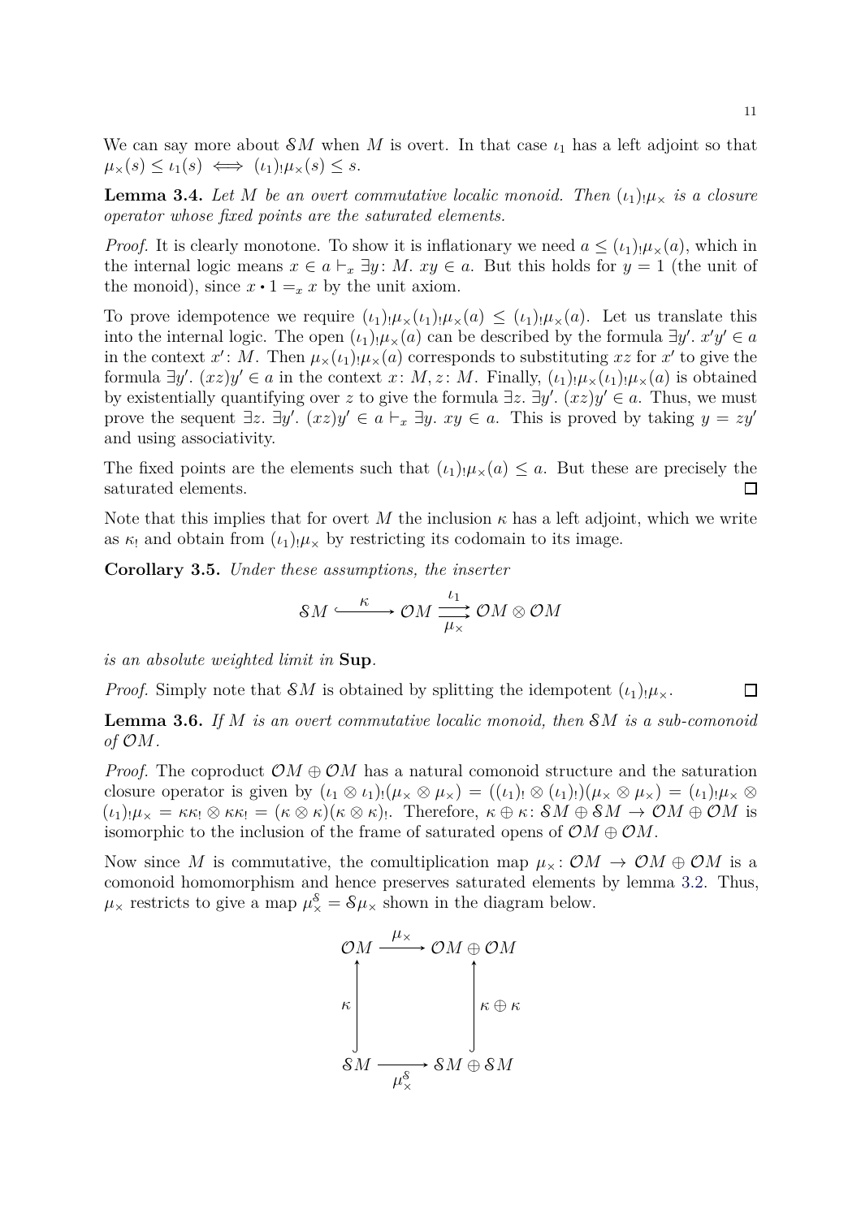We can say more about $\mathcal{S}M$ when $M$ is overt. In that case $\iota_1$ has a left adjoint so that $\mu_\times(s) \leq \iota_1(s) \iff (\iota_1)_!\mu_\times(s) \leq s$.

**Lemma 3.4.** *Let $M$ be an overt commutative localic monoid. Then $(\iota_1)_!\mu_\times$ is a closure operator whose fixed points are the saturated elements.*

*Proof.* It is clearly monotone. To show it is inflationary we need $a \leq (\iota_1)_!\mu_\times(a)$, which in the internal logic means $x \in a \vdash_x \exists y \colon M.\ xy \in a$. But this holds for $y = 1$ (the unit of the monoid), since $x \cdot 1 =_x x$ by the unit axiom.

To prove idempotence we require $(\iota_1)_!\mu_\times(\iota_1)_!\mu_\times(a) \leq (\iota_1)_!\mu_\times(a)$. Let us translate this into the internal logic. The open $(\iota_1)_!\mu_\times(a)$ can be described by the formula $\exists y'.\ x'y' \in a$ in the context $x' \colon M$. Then $\mu_\times(\iota_1)_!\mu_\times(a)$ corresponds to substituting $xz$ for $x'$ to give the formula $\exists y'.\ (xz)y' \in a$ in the context $x \colon M, z \colon M$. Finally, $(\iota_1)_!\mu_\times(\iota_1)_!\mu_\times(a)$ is obtained by existentially quantifying over $z$ to give the formula $\exists z.\ \exists y'.\ (xz)y' \in a$. Thus, we must prove the sequent $\exists z.\ \exists y'.\ (xz)y' \in a \vdash_x \exists y.\ xy \in a$. This is proved by taking $y = zy'$ and using associativity.

The fixed points are the elements such that $(\iota_1)_!\mu_\times(a) \leq a$. But these are precisely the saturated elements. ◻

Note that this implies that for overt $M$ the inclusion $\kappa$ has a left adjoint, which we write as $\kappa_!$ and obtain from $(\iota_1)_!\mu_\times$ by restricting its codomain to its image.

**Corollary 3.5.** *Under these assumptions, the inserter*

$$\mathcal{S}M \xhookrightarrow{\ \kappa\ } \mathcal{O}M \underset{\mu_\times}{\overset{\iota_1}{\rightrightarrows}} \mathcal{O}M \otimes \mathcal{O}M$$

*is an absolute weighted limit in* **Sup**.

*Proof.* Simply note that $\mathcal{S}M$ is obtained by splitting the idempotent $(\iota_1)_!\mu_\times$. ◻

**Lemma 3.6.** *If $M$ is an overt commutative localic monoid, then $\mathcal{S}M$ is a sub-comonoid of $\mathcal{O}M$.*

*Proof.* The coproduct $\mathcal{O}M \oplus \mathcal{O}M$ has a natural comonoid structure and the saturation closure operator is given by $(\iota_1 \otimes \iota_1)_!(\mu_\times \otimes \mu_\times) = ((\iota_1)_! \otimes (\iota_1)_!)(\mu_\times \otimes \mu_\times) = (\iota_1)_!\mu_\times \otimes (\iota_1)_!\mu_\times = \kappa\kappa_! \otimes \kappa\kappa_! = (\kappa \otimes \kappa)(\kappa \otimes \kappa)_!$. Therefore, $\kappa \oplus \kappa \colon \mathcal{S}M \oplus \mathcal{S}M \to \mathcal{O}M \oplus \mathcal{O}M$ is isomorphic to the inclusion of the frame of saturated opens of $\mathcal{O}M \oplus \mathcal{O}M$.

Now since $M$ is commutative, the comultiplication map $\mu_\times \colon \mathcal{O}M \to \mathcal{O}M \oplus \mathcal{O}M$ is a comonoid homomorphism and hence preserves saturated elements by lemma 3.2. Thus, $\mu_\times$ restricts to give a map $\mu_\times^{\mathcal{S}} = \mathcal{S}\mu_\times$ shown in the diagram below.

$$\begin{array}{ccc}
\mathcal{O}M & \xrightarrow{\ \mu_\times\ } & \mathcal{O}M \oplus \mathcal{O}M \\
{\scriptstyle\kappa}\uparrow & & \uparrow{\scriptstyle\kappa \oplus \kappa} \\
\mathcal{S}M & \xrightarrow[\ \mu_\times^{\mathcal{S}}\ ]{} & \mathcal{S}M \oplus \mathcal{S}M
\end{array}$$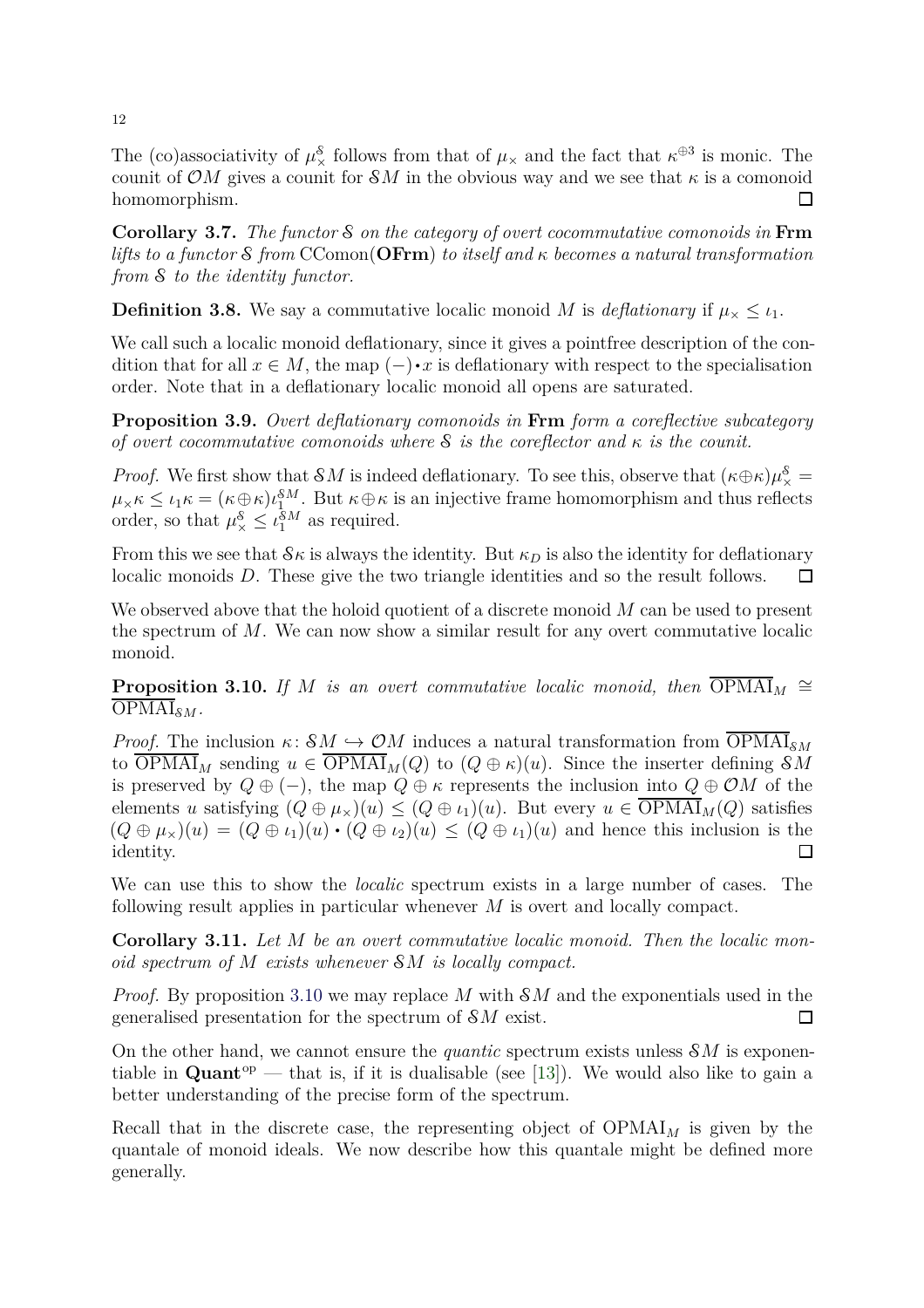The (co)associativity of $\mu_\times^{\mathcal{S}}$ follows from that of $\mu_\times$ and the fact that $\kappa^{\oplus 3}$ is monic. The counit of $\mathcal{O}M$ gives a counit for $\mathcal{S}M$ in the obvious way and we see that $\kappa$ is a comonoid homomorphism. □

**Corollary 3.7.** *The functor $\mathcal{S}$ on the category of overt cocommutative comonoids in* **Frm** *lifts to a functor $\mathcal{S}$ from* $\mathrm{CComon}(\mathbf{OFrm})$ *to itself and $\kappa$ becomes a natural transformation from $\mathcal{S}$ to the identity functor.*

**Definition 3.8.** We say a commutative localic monoid $M$ is *deflationary* if $\mu_\times \leq \iota_1$.

We call such a localic monoid deflationary, since it gives a pointfree description of the condition that for all $x \in M$, the map $(-)\bullet x$ is deflationary with respect to the specialisation order. Note that in a deflationary localic monoid all opens are saturated.

**Proposition 3.9.** *Overt deflationary comonoids in* **Frm** *form a coreflective subcategory of overt cocommutative comonoids where $\mathcal{S}$ is the coreflector and $\kappa$ is the counit.*

*Proof.* We first show that $\mathcal{S}M$ is indeed deflationary. To see this, observe that $(\kappa\oplus\kappa)\mu_\times^{\mathcal{S}} = \mu_\times\kappa \leq \iota_1\kappa = (\kappa\oplus\kappa)\iota_1^{\mathcal{S}M}$. But $\kappa\oplus\kappa$ is an injective frame homomorphism and thus reflects order, so that $\mu_\times^{\mathcal{S}} \leq \iota_1^{\mathcal{S}M}$ as required.

From this we see that $\mathcal{S}\kappa$ is always the identity. But $\kappa_D$ is also the identity for deflationary localic monoids $D$. These give the two triangle identities and so the result follows. □

We observed above that the holoid quotient of a discrete monoid $M$ can be used to present the spectrum of $M$. We can now show a similar result for any overt commutative localic monoid.

**Proposition 3.10.** *If $M$ is an overt commutative localic monoid, then $\overline{\mathrm{OPMAI}}_M \cong \overline{\mathrm{OPMAI}}_{\mathcal{S}M}$.*

*Proof.* The inclusion $\kappa\colon \mathcal{S}M \hookrightarrow \mathcal{O}M$ induces a natural transformation from $\overline{\mathrm{OPMAI}}_{\mathcal{S}M}$ to $\overline{\mathrm{OPMAI}}_M$ sending $u \in \overline{\mathrm{OPMAI}}_M(Q)$ to $(Q\oplus\kappa)(u)$. Since the inserter defining $\mathcal{S}M$ is preserved by $Q\oplus(-)$, the map $Q\oplus\kappa$ represents the inclusion into $Q\oplus\mathcal{O}M$ of the elements $u$ satisfying $(Q\oplus\mu_\times)(u) \leq (Q\oplus\iota_1)(u)$. But every $u \in \overline{\mathrm{OPMAI}}_M(Q)$ satisfies $(Q\oplus\mu_\times)(u) = (Q\oplus\iota_1)(u)\bullet(Q\oplus\iota_2)(u) \leq (Q\oplus\iota_1)(u)$ and hence this inclusion is the identity. □

We can use this to show the *localic* spectrum exists in a large number of cases. The following result applies in particular whenever $M$ is overt and locally compact.

**Corollary 3.11.** *Let $M$ be an overt commutative localic monoid. Then the localic monoid spectrum of $M$ exists whenever $\mathcal{S}M$ is locally compact.*

*Proof.* By proposition 3.10 we may replace $M$ with $\mathcal{S}M$ and the exponentials used in the generalised presentation for the spectrum of $\mathcal{S}M$ exist. □

On the other hand, we cannot ensure the *quantic* spectrum exists unless $\mathcal{S}M$ is exponentiable in $\mathbf{Quant}^{\mathrm{op}}$ — that is, if it is dualisable (see [13]). We would also like to gain a better understanding of the precise form of the spectrum.

Recall that in the discrete case, the representing object of $\mathrm{OPMAI}_M$ is given by the quantale of monoid ideals. We now describe how this quantale might be defined more generally.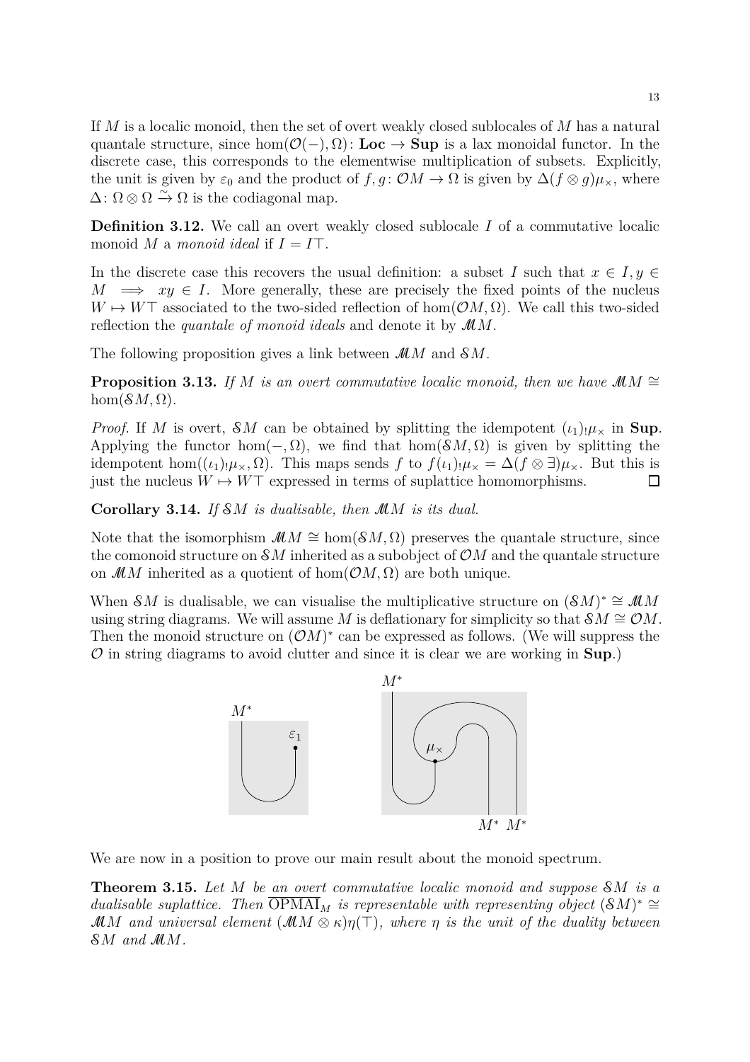If $M$ is a localic monoid, then the set of overt weakly closed sublocales of $M$ has a natural quantale structure, since $\hom(\mathcal{O}(-), \Omega)\colon \mathbf{Loc} \to \mathbf{Sup}$ is a lax monoidal functor. In the discrete case, this corresponds to the elementwise multiplication of subsets. Explicitly, the unit is given by $\varepsilon_0$ and the product of $f, g\colon \mathcal{O}M \to \Omega$ is given by $\Delta(f \otimes g)\mu_\times$, where $\Delta\colon \Omega \otimes \Omega \xrightarrow{\sim} \Omega$ is the codiagonal map.

**Definition 3.12.** We call an overt weakly closed sublocale $I$ of a commutative localic monoid $M$ a *monoid ideal* if $I = I\top$.

In the discrete case this recovers the usual definition: a subset $I$ such that $x \in I, y \in M \implies xy \in I$. More generally, these are precisely the fixed points of the nucleus $W \mapsto W\top$ associated to the two-sided reflection of $\hom(\mathcal{O}M, \Omega)$. We call this two-sided reflection the *quantale of monoid ideals* and denote it by $\mathscr{M}M$.

The following proposition gives a link between $\mathscr{M}M$ and $\mathcal{S}M$.

**Proposition 3.13.** *If $M$ is an overt commutative localic monoid, then we have $\mathscr{M}M \cong \hom(\mathcal{S}M, \Omega)$.*

*Proof.* If $M$ is overt, $\mathcal{S}M$ can be obtained by splitting the idempotent $(\iota_1)_!\mu_\times$ in $\mathbf{Sup}$. Applying the functor $\hom(-, \Omega)$, we find that $\hom(\mathcal{S}M, \Omega)$ is given by splitting the idempotent $\hom((\iota_1)_!\mu_\times, \Omega)$. This maps sends $f$ to $f(\iota_1)_!\mu_\times = \Delta(f \otimes \exists)\mu_\times$. But this is just the nucleus $W \mapsto W\top$ expressed in terms of suplattice homomorphisms. $\square$

**Corollary 3.14.** *If $\mathcal{S}M$ is dualisable, then $\mathscr{M}M$ is its dual.*

Note that the isomorphism $\mathscr{M}M \cong \hom(\mathcal{S}M, \Omega)$ preserves the quantale structure, since the comonoid structure on $\mathcal{S}M$ inherited as a subobject of $\mathcal{O}M$ and the quantale structure on $\mathscr{M}M$ inherited as a quotient of $\hom(\mathcal{O}M, \Omega)$ are both unique.

When $\mathcal{S}M$ is dualisable, we can visualise the multiplicative structure on $(\mathcal{S}M)^* \cong \mathscr{M}M$ using string diagrams. We will assume $M$ is deflationary for simplicity so that $\mathcal{S}M \cong \mathcal{O}M$. Then the monoid structure on $(\mathcal{O}M)^*$ can be expressed as follows. (We will suppress the $\mathcal{O}$ in string diagrams to avoid clutter and since it is clear we are working in $\mathbf{Sup}$.)

We are now in a position to prove our main result about the monoid spectrum.

**Theorem 3.15.** *Let $M$ be an overt commutative localic monoid and suppose $\mathcal{S}M$ is a dualisable suplattice. Then $\overline{\mathrm{OPMAI}}_M$ is representable with representing object $(\mathcal{S}M)^* \cong \mathscr{M}M$ and universal element $(\mathscr{M}M \otimes \kappa)\eta(\top)$, where $\eta$ is the unit of the duality between $\mathcal{S}M$ and $\mathscr{M}M$.*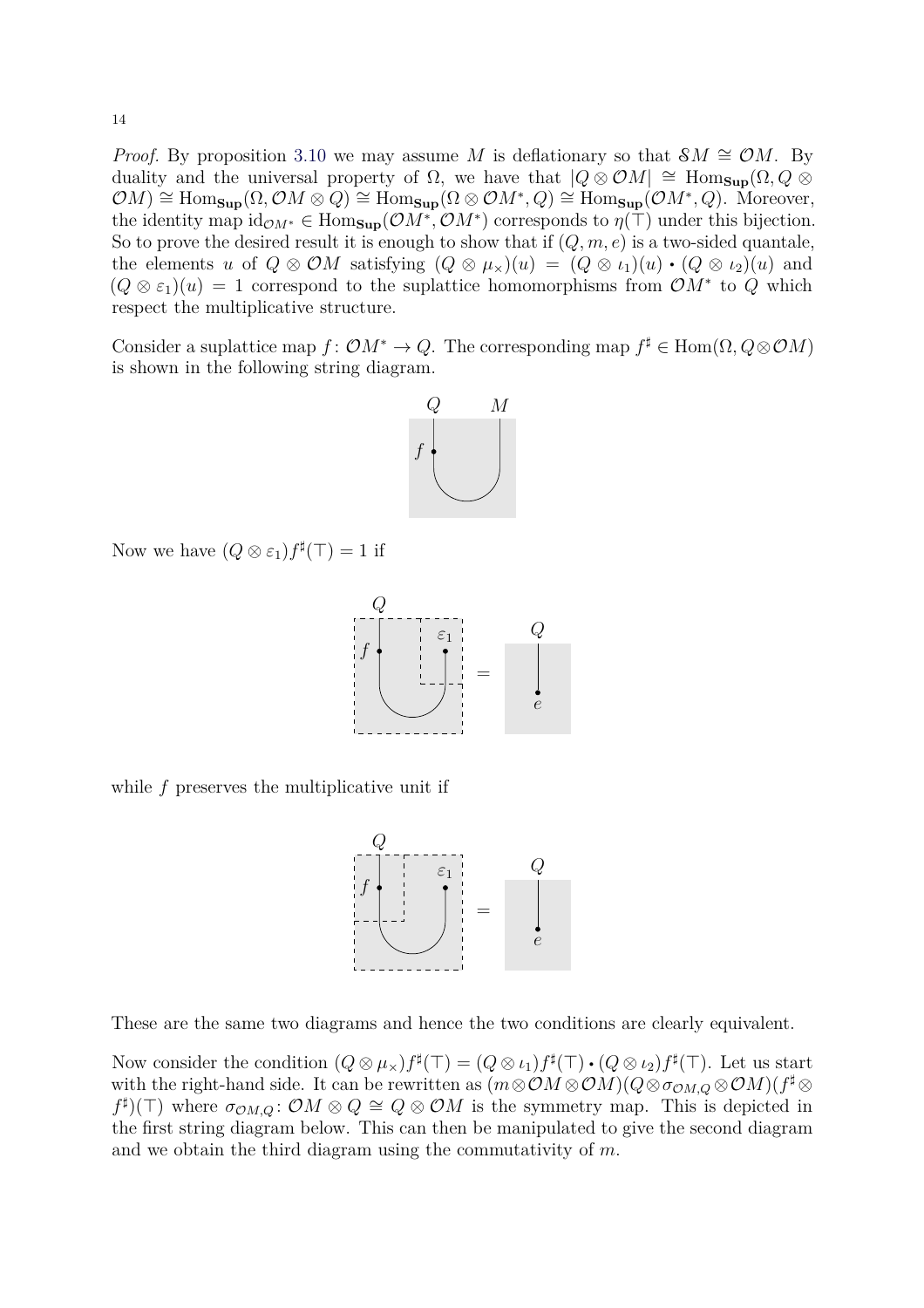*Proof.* By proposition 3.10 we may assume $M$ is deflationary so that $\mathcal{S}M \cong \mathcal{O}M$. By duality and the universal property of $\Omega$, we have that $|Q \otimes \mathcal{O}M| \cong \mathrm{Hom}_{\mathbf{Sup}}(\Omega, Q \otimes \mathcal{O}M) \cong \mathrm{Hom}_{\mathbf{Sup}}(\Omega, \mathcal{O}M \otimes Q) \cong \mathrm{Hom}_{\mathbf{Sup}}(\Omega \otimes \mathcal{O}M^*, Q) \cong \mathrm{Hom}_{\mathbf{Sup}}(\mathcal{O}M^*, Q)$. Moreover, the identity map $\mathrm{id}_{\mathcal{O}M^*} \in \mathrm{Hom}_{\mathbf{Sup}}(\mathcal{O}M^*, \mathcal{O}M^*)$ corresponds to $\eta(\top)$ under this bijection. So to prove the desired result it is enough to show that if $(Q, m, e)$ is a two-sided quantale, the elements $u$ of $Q \otimes \mathcal{O}M$ satisfying $(Q \otimes \mu_\times)(u) = (Q \otimes \iota_1)(u) \bullet (Q \otimes \iota_2)(u)$ and $(Q \otimes \varepsilon_1)(u) = 1$ correspond to the suplattice homomorphisms from $\mathcal{O}M^*$ to $Q$ which respect the multiplicative structure.

Consider a suplattice map $f\colon \mathcal{O}M^* \to Q$. The corresponding map $f^\sharp \in \mathrm{Hom}(\Omega, Q \otimes \mathcal{O}M)$ is shown in the following string diagram.

Now we have $(Q \otimes \varepsilon_1)f^\sharp(\top) = 1$ if

while $f$ preserves the multiplicative unit if

These are the same two diagrams and hence the two conditions are clearly equivalent.

Now consider the condition $(Q \otimes \mu_\times)f^\sharp(\top) = (Q \otimes \iota_1)f^\sharp(\top) \bullet (Q \otimes \iota_2)f^\sharp(\top)$. Let us start with the right-hand side. It can be rewritten as $(m \otimes \mathcal{O}M \otimes \mathcal{O}M)(Q \otimes \sigma_{\mathcal{O}M,Q} \otimes \mathcal{O}M)(f^\sharp \otimes f^\sharp)(\top)$ where $\sigma_{\mathcal{O}M,Q}\colon \mathcal{O}M \otimes Q \cong Q \otimes \mathcal{O}M$ is the symmetry map. This is depicted in the first string diagram below. This can then be manipulated to give the second diagram and we obtain the third diagram using the commutativity of $m$.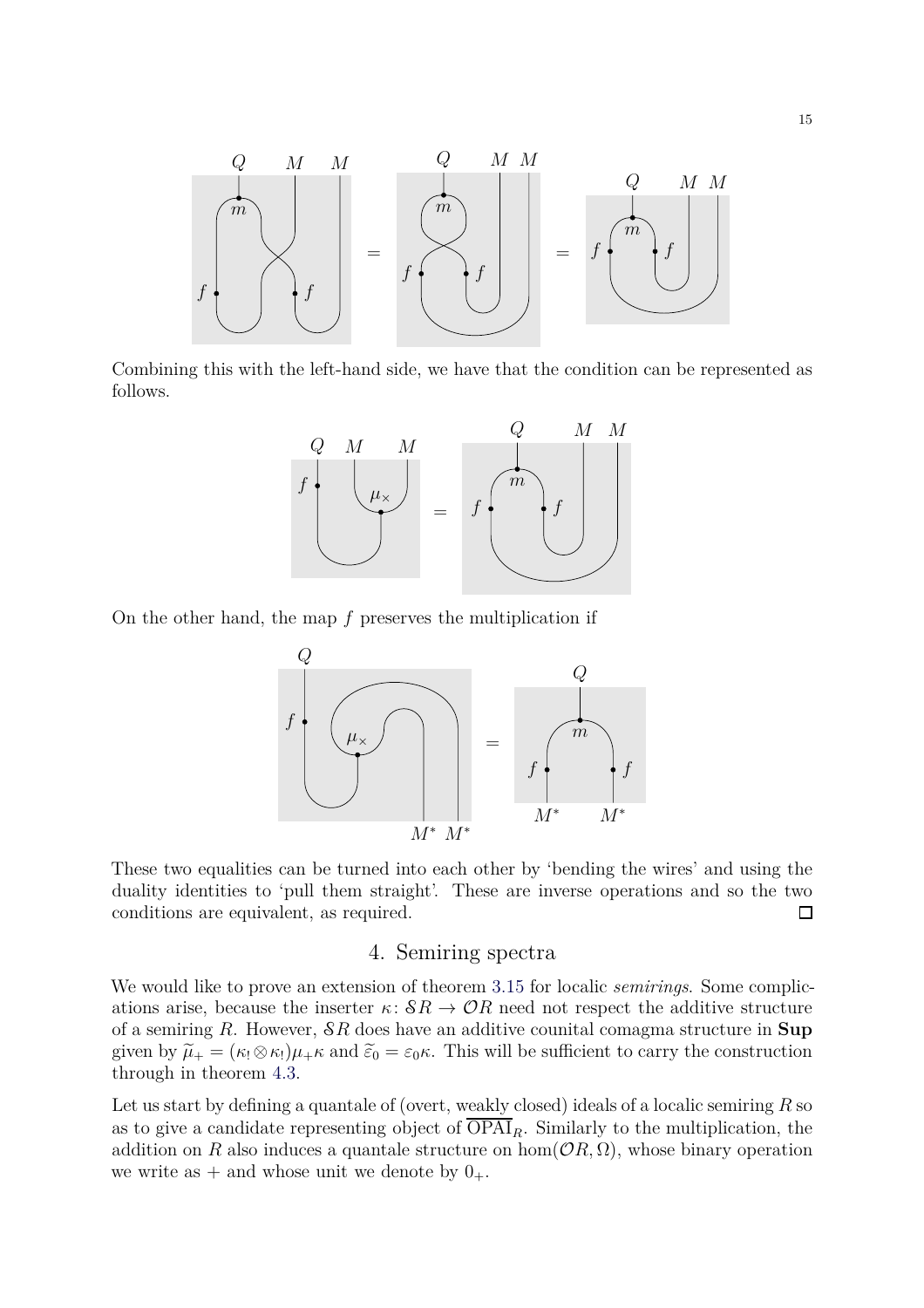Combining this with the left-hand side, we have that the condition can be represented as follows.

On the other hand, the map $f$ preserves the multiplication if

These two equalities can be turned into each other by 'bending the wires' and using the duality identities to 'pull them straight'. These are inverse operations and so the two conditions are equivalent, as required. □

## 4. Semiring spectra

We would like to prove an extension of theorem 3.15 for localic *semirings*. Some complications arise, because the inserter $\kappa\colon \mathcal{S}R \to \mathcal{O}R$ need not respect the additive structure of a semiring $R$. However, $\mathcal{S}R$ does have an additive counital comagma structure in **Sup** given by $\widetilde{\mu}_+ = (\kappa_! \otimes \kappa_!)\mu_+\kappa$ and $\widetilde{\varepsilon}_0 = \varepsilon_0\kappa$. This will be sufficient to carry the construction through in theorem 4.3.

Let us start by defining a quantale of (overt, weakly closed) ideals of a localic semiring $R$ so as to give a candidate representing object of $\overline{\mathrm{OPAI}}_R$. Similarly to the multiplication, the addition on $R$ also induces a quantale structure on $\hom(\mathcal{O}R, \Omega)$, whose binary operation we write as $+$ and whose unit we denote by $0_+$.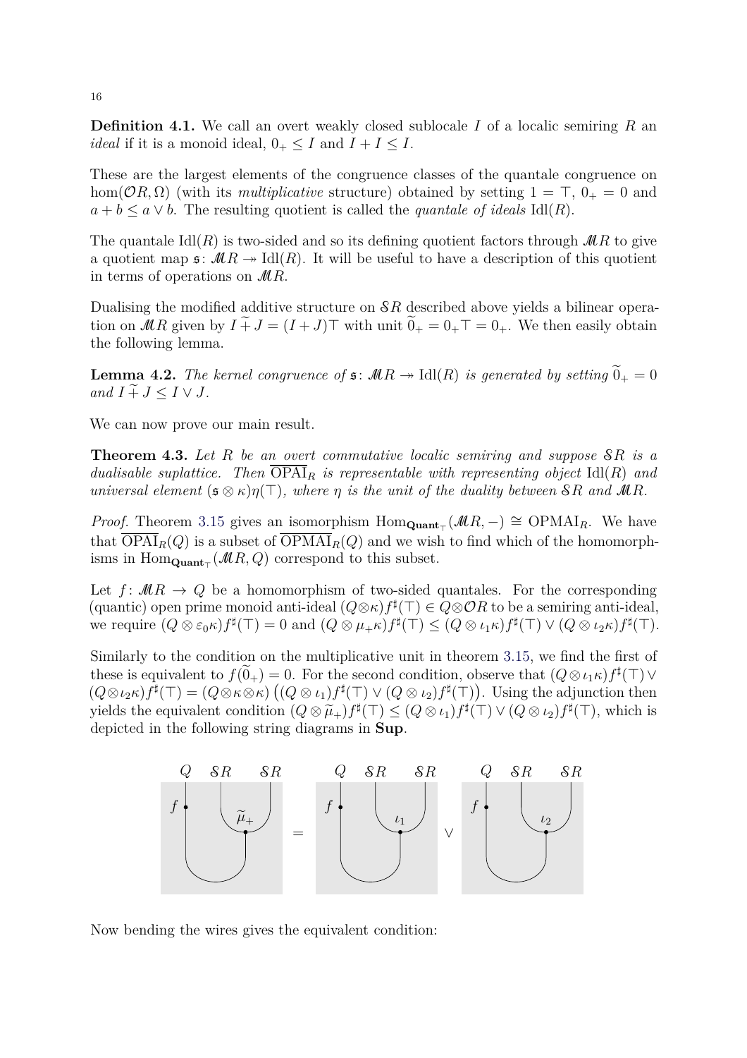**Definition 4.1.** We call an overt weakly closed sublocale $I$ of a localic semiring $R$ an *ideal* if it is a monoid ideal, $0_+ \leq I$ and $I + I \leq I$.

These are the largest elements of the congruence classes of the quantale congruence on $\hom(\mathcal{O}R, \Omega)$ (with its *multiplicative* structure) obtained by setting $1 = \top$, $0_+ = 0$ and $a + b \leq a \vee b$. The resulting quotient is called the *quantale of ideals* $\mathrm{Idl}(R)$.

The quantale $\mathrm{Idl}(R)$ is two-sided and so its defining quotient factors through $\mathcal{M}R$ to give a quotient map $\mathfrak{s}\colon \mathcal{M}R \twoheadrightarrow \mathrm{Idl}(R)$. It will be useful to have a description of this quotient in terms of operations on $\mathcal{M}R$.

Dualising the modified additive structure on $\mathcal{S}R$ described above yields a bilinear operation on $\mathcal{M}R$ given by $I \mathbin{\widetilde{+}} J = (I + J)\top$ with unit $\widetilde{0}_+ = 0_+\top = 0_+$. We then easily obtain the following lemma.

**Lemma 4.2.** *The kernel congruence of $\mathfrak{s}\colon \mathcal{M}R \twoheadrightarrow \mathrm{Idl}(R)$ is generated by setting $\widetilde{0}_+ = 0$ and $I \mathbin{\widetilde{+}} J \leq I \vee J$.*

We can now prove our main result.

**Theorem 4.3.** *Let $R$ be an overt commutative localic semiring and suppose $\mathcal{S}R$ is a dualisable suplattice. Then $\overline{\mathrm{OPAI}}_R$ is representable with representing object $\mathrm{Idl}(R)$ and universal element $(\mathfrak{s} \otimes \kappa)\eta(\top)$, where $\eta$ is the unit of the duality between $\mathcal{S}R$ and $\mathcal{M}R$.*

*Proof.* Theorem 3.15 gives an isomorphism $\mathrm{Hom}_{\mathbf{Quant}_\top}(\mathcal{M}R, -) \cong \mathrm{OPMAI}_R$. We have that $\overline{\mathrm{OPAI}}_R(Q)$ is a subset of $\overline{\mathrm{OPMAI}}_R(Q)$ and we wish to find which of the homomorphisms in $\mathrm{Hom}_{\mathbf{Quant}_\top}(\mathcal{M}R, Q)$ correspond to this subset.

Let $f\colon \mathcal{M}R \to Q$ be a homomorphism of two-sided quantales. For the corresponding (quantic) open prime monoid anti-ideal $(Q \otimes \kappa) f^\sharp(\top) \in Q \otimes \mathcal{O}R$ to be a semiring anti-ideal, we require $(Q \otimes \varepsilon_0 \kappa) f^\sharp(\top) = 0$ and $(Q \otimes \mu_+ \kappa) f^\sharp(\top) \leq (Q \otimes \iota_1 \kappa) f^\sharp(\top) \vee (Q \otimes \iota_2 \kappa) f^\sharp(\top)$.

Similarly to the condition on the multiplicative unit in theorem 3.15, we find the first of these is equivalent to $f(\widetilde{0}_+) = 0$. For the second condition, observe that $(Q \otimes \iota_1 \kappa) f^\sharp(\top) \vee (Q \otimes \iota_2 \kappa) f^\sharp(\top) = (Q \otimes \kappa \otimes \kappa)\big((Q \otimes \iota_1) f^\sharp(\top) \vee (Q \otimes \iota_2) f^\sharp(\top)\big)$. Using the adjunction then yields the equivalent condition $(Q \otimes \widetilde{\mu}_+) f^\sharp(\top) \leq (Q \otimes \iota_1) f^\sharp(\top) \vee (Q \otimes \iota_2) f^\sharp(\top)$, which is depicted in the following string diagrams in **Sup**.

Now bending the wires gives the equivalent condition: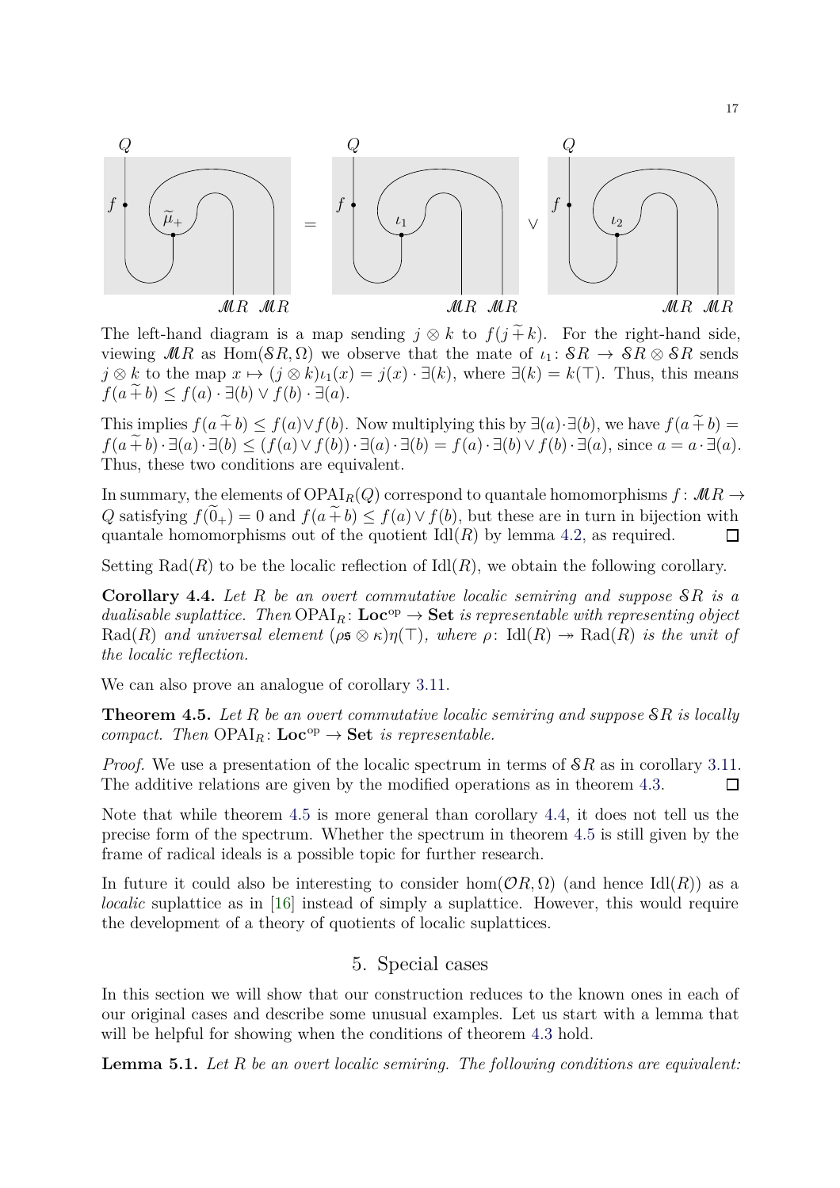The left-hand diagram is a map sending $j \otimes k$ to $f(j \mathbin{\widetilde{+}} k)$. For the right-hand side, viewing $\mathscr{M}R$ as $\mathrm{Hom}(\mathcal{S}R, \Omega)$ we observe that the mate of $\iota_1 \colon \mathcal{S}R \to \mathcal{S}R \otimes \mathcal{S}R$ sends $j \otimes k$ to the map $x \mapsto (j \otimes k)\iota_1(x) = j(x) \cdot \exists(k)$, where $\exists(k) = k(\top)$. Thus, this means $f(a \mathbin{\widetilde{+}} b) \leq f(a) \cdot \exists(b) \vee f(b) \cdot \exists(a)$.

This implies $f(a \mathbin{\widetilde{+}} b) \leq f(a) \vee f(b)$. Now multiplying this by $\exists(a) \cdot \exists(b)$, we have $f(a \mathbin{\widetilde{+}} b) = f(a \mathbin{\widetilde{+}} b) \cdot \exists(a) \cdot \exists(b) \leq (f(a) \vee f(b)) \cdot \exists(a) \cdot \exists(b) = f(a) \cdot \exists(b) \vee f(b) \cdot \exists(a)$, since $a = a \cdot \exists(a)$. Thus, these two conditions are equivalent.

In summary, the elements of $\mathrm{OPAI}_R(Q)$ correspond to quantale homomorphisms $f \colon \mathscr{M}R \to Q$ satisfying $f(\widetilde{0}_+) = 0$ and $f(a \mathbin{\widetilde{+}} b) \leq f(a) \vee f(b)$, but these are in turn in bijection with quantale homomorphisms out of the quotient $\mathrm{Idl}(R)$ by lemma 4.2, as required. $\square$

Setting $\mathrm{Rad}(R)$ to be the localic reflection of $\mathrm{Idl}(R)$, we obtain the following corollary.

**Corollary 4.4.** *Let $R$ be an overt commutative localic semiring and suppose $\mathcal{S}R$ is a dualisable suplattice. Then $\mathrm{OPAI}_R \colon \mathbf{Loc}^{\mathrm{op}} \to \mathbf{Set}$ is representable with representing object $\mathrm{Rad}(R)$ and universal element $(\rho\mathfrak{s} \otimes \kappa)\eta(\top)$, where $\rho \colon \mathrm{Idl}(R) \twoheadrightarrow \mathrm{Rad}(R)$ is the unit of the localic reflection.*

We can also prove an analogue of corollary 3.11.

**Theorem 4.5.** *Let $R$ be an overt commutative localic semiring and suppose $\mathcal{S}R$ is locally compact. Then $\mathrm{OPAI}_R \colon \mathbf{Loc}^{\mathrm{op}} \to \mathbf{Set}$ is representable.*

*Proof.* We use a presentation of the localic spectrum in terms of $\mathcal{S}R$ as in corollary 3.11. The additive relations are given by the modified operations as in theorem 4.3. $\square$

Note that while theorem 4.5 is more general than corollary 4.4, it does not tell us the precise form of the spectrum. Whether the spectrum in theorem 4.5 is still given by the frame of radical ideals is a possible topic for further research.

In future it could also be interesting to consider $\mathrm{hom}(\mathcal{O}R, \Omega)$ (and hence $\mathrm{Idl}(R)$) as a *localic* suplattice as in [16] instead of simply a suplattice. However, this would require the development of a theory of quotients of localic suplattices.

## 5. Special cases

In this section we will show that our construction reduces to the known ones in each of our original cases and describe some unusual examples. Let us start with a lemma that will be helpful for showing when the conditions of theorem 4.3 hold.

**Lemma 5.1.** *Let $R$ be an overt localic semiring. The following conditions are equivalent:*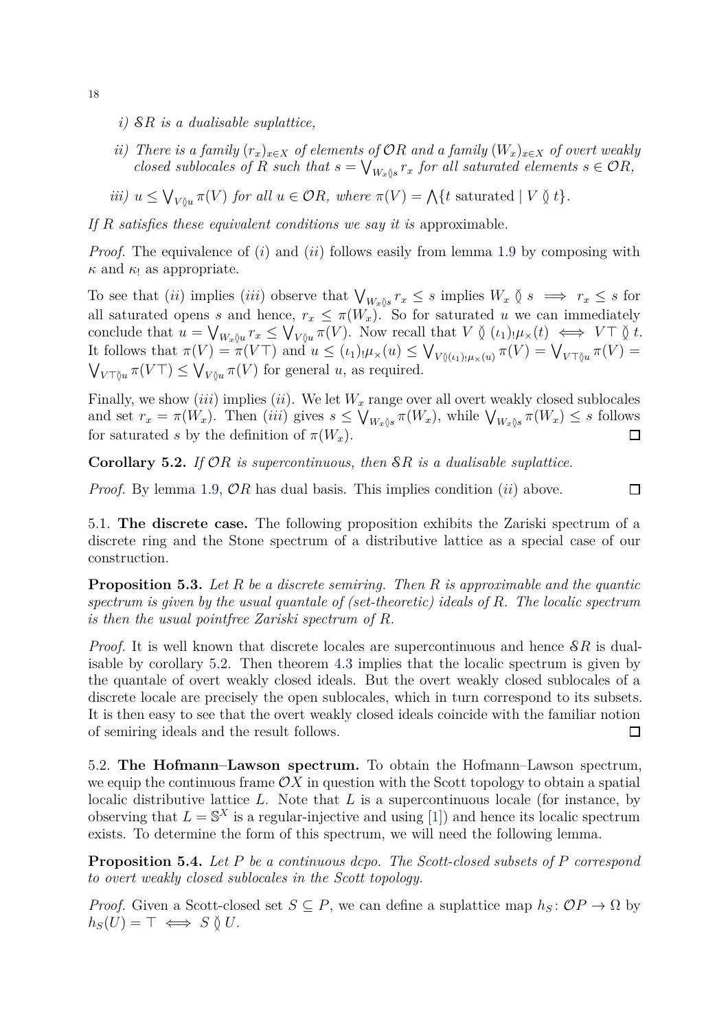*i) $\mathcal{S}R$ is a dualisable suplattice,*

*ii) There is a family $(r_x)_{x\in X}$ of elements of $\mathcal{O}R$ and a family $(W_x)_{x\in X}$ of overt weakly closed sublocales of $R$ such that $s = \bigvee_{W_x \between s} r_x$ for all saturated elements $s \in \mathcal{O}R$,*

*iii) $u \leq \bigvee_{V \between u} \pi(V)$ for all $u \in \mathcal{O}R$, where $\pi(V) = \bigwedge\{t \text{ saturated} \mid V \between t\}$.*

*If $R$ satisfies these equivalent conditions we say it is* approximable.

*Proof.* The equivalence of $(i)$ and $(ii)$ follows easily from lemma 1.9 by composing with $\kappa$ and $\kappa_!$ as appropriate.

To see that $(ii)$ implies $(iii)$ observe that $\bigvee_{W_x \between s} r_x \leq s$ implies $W_x \between s \implies r_x \leq s$ for all saturated opens $s$ and hence, $r_x \leq \pi(W_x)$. So for saturated $u$ we can immediately conclude that $u = \bigvee_{W_x \between u} r_x \leq \bigvee_{V \between u} \pi(V)$. Now recall that $V \between (\iota_1)_! \mu_\times(t) \iff V\top \between t$. It follows that $\pi(V) = \pi(V\top)$ and $u \leq (\iota_1)_! \mu_\times(u) \leq \bigvee_{V \between (\iota_1)_! \mu_\times(u)} \pi(V) = \bigvee_{V\top \between u} \pi(V) = \bigvee_{V\top \between u} \pi(V\top) \leq \bigvee_{V \between u} \pi(V)$ for general $u$, as required.

Finally, we show $(iii)$ implies $(ii)$. We let $W_x$ range over all overt weakly closed sublocales and set $r_x = \pi(W_x)$. Then $(iii)$ gives $s \leq \bigvee_{W_x \between s} \pi(W_x)$, while $\bigvee_{W_x \between s} \pi(W_x) \leq s$ follows for saturated $s$ by the definition of $\pi(W_x)$. □

**Corollary 5.2.** *If $\mathcal{O}R$ is supercontinuous, then $\mathcal{S}R$ is a dualisable suplattice.*

*Proof.* By lemma 1.9, $\mathcal{O}R$ has dual basis. This implies condition $(ii)$ above. □

5.1. **The discrete case.** The following proposition exhibits the Zariski spectrum of a discrete ring and the Stone spectrum of a distributive lattice as a special case of our construction.

**Proposition 5.3.** *Let $R$ be a discrete semiring. Then $R$ is approximable and the quantic spectrum is given by the usual quantale of (set-theoretic) ideals of $R$. The localic spectrum is then the usual pointfree Zariski spectrum of $R$.*

*Proof.* It is well known that discrete locales are supercontinuous and hence $\mathcal{S}R$ is dualisable by corollary 5.2. Then theorem 4.3 implies that the localic spectrum is given by the quantale of overt weakly closed ideals. But the overt weakly closed sublocales of a discrete locale are precisely the open sublocales, which in turn correspond to its subsets. It is then easy to see that the overt weakly closed ideals coincide with the familiar notion of semiring ideals and the result follows. □

5.2. **The Hofmann–Lawson spectrum.** To obtain the Hofmann–Lawson spectrum, we equip the continuous frame $\mathcal{O}X$ in question with the Scott topology to obtain a spatial localic distributive lattice $L$. Note that $L$ is a supercontinuous locale (for instance, by observing that $L = \mathbb{S}^X$ is a regular-injective and using [1]) and hence its localic spectrum exists. To determine the form of this spectrum, we will need the following lemma.

**Proposition 5.4.** *Let $P$ be a continuous dcpo. The Scott-closed subsets of $P$ correspond to overt weakly closed sublocales in the Scott topology.*

*Proof.* Given a Scott-closed set $S \subseteq P$, we can define a suplattice map $h_S \colon \mathcal{O}P \to \Omega$ by $h_S(U) = \top \iff S \between U$.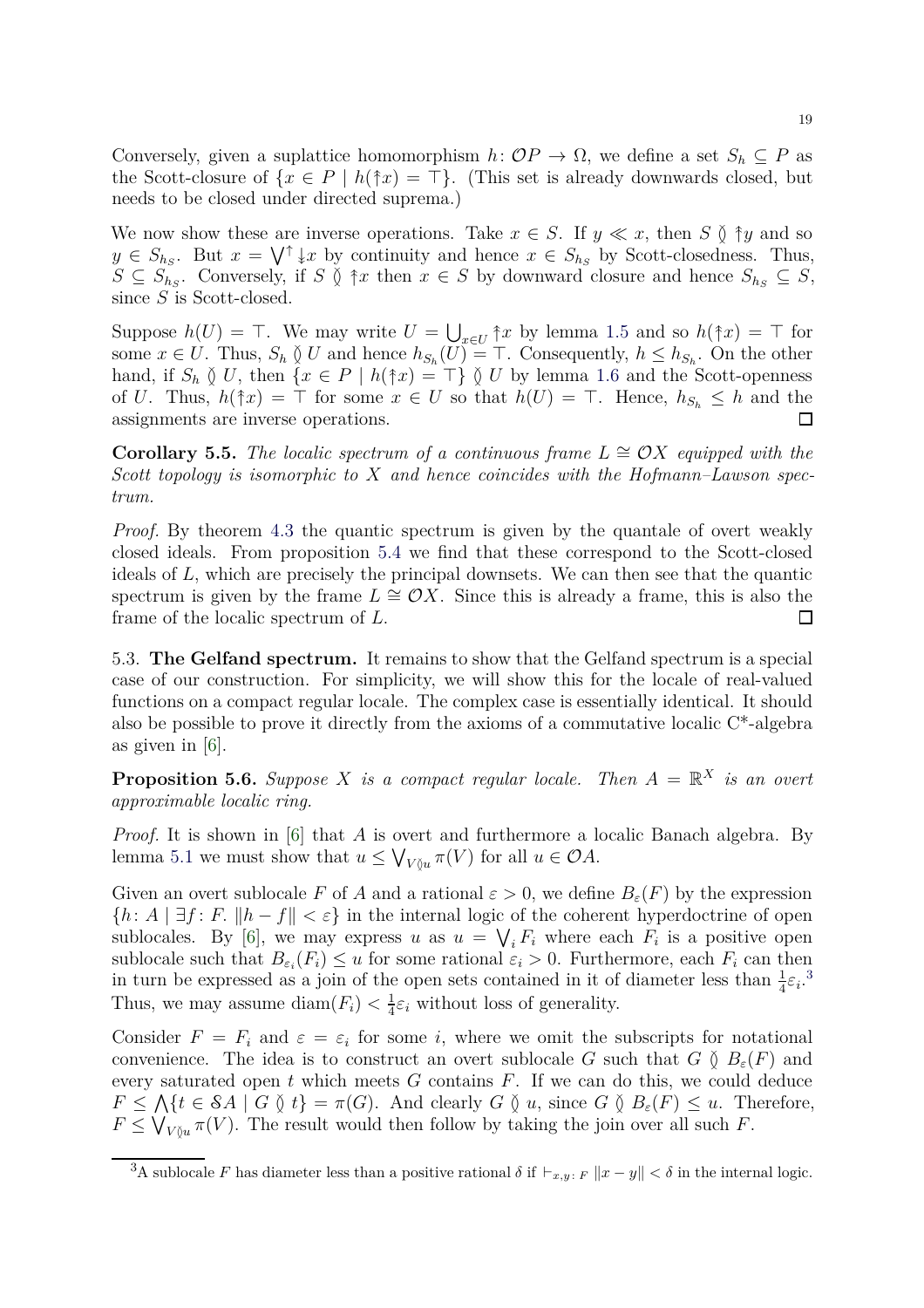Conversely, given a suplattice homomorphism $h\colon \mathcal{O}P \to \Omega$, we define a set $S_h \subseteq P$ as the Scott-closure of $\{x \in P \mid h(\uparrow x) = \top\}$. (This set is already downwards closed, but needs to be closed under directed suprema.)

We now show these are inverse operations. Take $x \in S$. If $y \ll x$, then $S \between \uparrow y$ and so $y \in S_{h_S}$. But $x = \bigvee^{\uparrow} \downarrow\!\!\downarrow x$ by continuity and hence $x \in S_{h_S}$ by Scott-closedness. Thus, $S \subseteq S_{h_S}$. Conversely, if $S \between \uparrow x$ then $x \in S$ by downward closure and hence $S_{h_S} \subseteq S$, since $S$ is Scott-closed.

Suppose $h(U) = \top$. We may write $U = \bigcup_{x \in U} \uparrow x$ by lemma 1.5 and so $h(\uparrow x) = \top$ for some $x \in U$. Thus, $S_h \between U$ and hence $h_{S_h}(U) = \top$. Consequently, $h \leq h_{S_h}$. On the other hand, if $S_h \between U$, then $\{x \in P \mid h(\uparrow x) = \top\} \between U$ by lemma 1.6 and the Scott-openness of $U$. Thus, $h(\uparrow x) = \top$ for some $x \in U$ so that $h(U) = \top$. Hence, $h_{S_h} \leq h$ and the assignments are inverse operations. $\square$

**Corollary 5.5.** *The localic spectrum of a continuous frame $L \cong \mathcal{O}X$ equipped with the Scott topology is isomorphic to $X$ and hence coincides with the Hofmann–Lawson spectrum.*

*Proof.* By theorem 4.3 the quantic spectrum is given by the quantale of overt weakly closed ideals. From proposition 5.4 we find that these correspond to the Scott-closed ideals of $L$, which are precisely the principal downsets. We can then see that the quantic spectrum is given by the frame $L \cong \mathcal{O}X$. Since this is already a frame, this is also the frame of the localic spectrum of $L$. $\square$

5.3. **The Gelfand spectrum.** It remains to show that the Gelfand spectrum is a special case of our construction. For simplicity, we will show this for the locale of real-valued functions on a compact regular locale. The complex case is essentially identical. It should also be possible to prove it directly from the axioms of a commutative localic C*-algebra as given in [6].

**Proposition 5.6.** *Suppose $X$ is a compact regular locale. Then $A = \mathbb{R}^X$ is an overt approximable localic ring.*

*Proof.* It is shown in [6] that $A$ is overt and furthermore a localic Banach algebra. By lemma 5.1 we must show that $u \leq \bigvee_{V \between u} \pi(V)$ for all $u \in \mathcal{O}A$.

Given an overt sublocale $F$ of $A$ and a rational $\varepsilon > 0$, we define $B_\varepsilon(F)$ by the expression $\{h\colon A \mid \exists f\colon F.\ \|h - f\| < \varepsilon\}$ in the internal logic of the coherent hyperdoctrine of open sublocales. By [6], we may express $u$ as $u = \bigvee_i F_i$ where each $F_i$ is a positive open sublocale such that $B_{\varepsilon_i}(F_i) \leq u$ for some rational $\varepsilon_i > 0$. Furthermore, each $F_i$ can then in turn be expressed as a join of the open sets contained in it of diameter less than $\frac{1}{4}\varepsilon_i$.[3] Thus, we may assume $\operatorname{diam}(F_i) < \frac{1}{4}\varepsilon_i$ without loss of generality.

Consider $F = F_i$ and $\varepsilon = \varepsilon_i$ for some $i$, where we omit the subscripts for notational convenience. The idea is to construct an overt sublocale $G$ such that $G \between B_\varepsilon(F)$ and every saturated open $t$ which meets $G$ contains $F$. If we can do this, we could deduce $F \leq \bigwedge\{t \in \mathcal{S}A \mid G \between t\} = \pi(G)$. And clearly $G \between u$, since $G \between B_\varepsilon(F) \leq u$. Therefore, $F \leq \bigvee_{V \between u} \pi(V)$. The result would then follow by taking the join over all such $F$.

[3] A sublocale $F$ has diameter less than a positive rational $\delta$ if $\vdash_{x,y\colon F} \|x - y\| < \delta$ in the internal logic.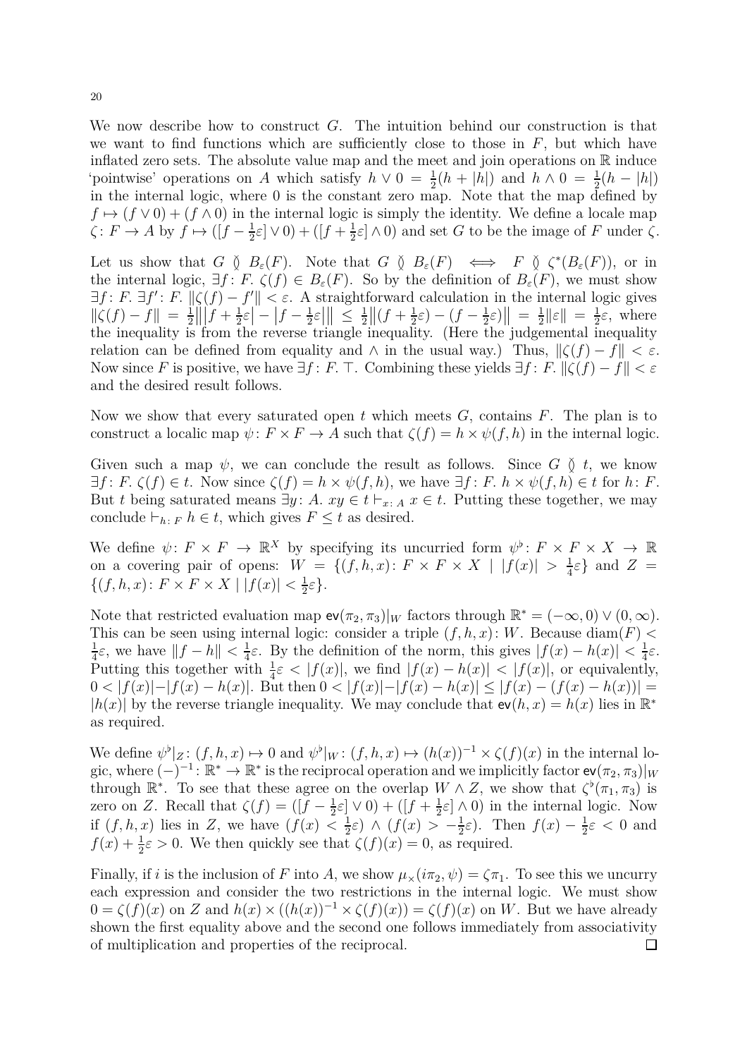We now describe how to construct $G$. The intuition behind our construction is that we want to find functions which are sufficiently close to those in $F$, but which have inflated zero sets. The absolute value map and the meet and join operations on $\mathbb{R}$ induce 'pointwise' operations on $A$ which satisfy $h \vee 0 = \frac{1}{2}(h + |h|)$ and $h \wedge 0 = \frac{1}{2}(h - |h|)$ in the internal logic, where 0 is the constant zero map. Note that the map defined by $f \mapsto (f \vee 0) + (f \wedge 0)$ in the internal logic is simply the identity. We define a locale map $\zeta\colon F \to A$ by $f \mapsto ([f - \frac{1}{2}\varepsilon] \vee 0) + ([f + \frac{1}{2}\varepsilon] \wedge 0)$ and set $G$ to be the image of $F$ under $\zeta$.

Let us show that $G \between B_\varepsilon(F)$. Note that $G \between B_\varepsilon(F) \iff F \between \zeta^*(B_\varepsilon(F))$, or in the internal logic, $\exists f\colon F.\ \zeta(f) \in B_\varepsilon(F)$. So by the definition of $B_\varepsilon(F)$, we must show $\exists f\colon F.\ \exists f'\colon F.\ \|\zeta(f) - f'\| < \varepsilon$. A straightforward calculation in the internal logic gives $\|\zeta(f) - f\| = \frac{1}{2}\big\| |f + \frac{1}{2}\varepsilon| - |f - \frac{1}{2}\varepsilon| \big\| \le \frac{1}{2}\|(f + \frac{1}{2}\varepsilon) - (f - \frac{1}{2}\varepsilon)\| = \frac{1}{2}\|\varepsilon\| = \frac{1}{2}\varepsilon$, where the inequality is from the reverse triangle inequality. (Here the judgemental inequality relation can be defined from equality and $\wedge$ in the usual way.) Thus, $\|\zeta(f) - f\| < \varepsilon$. Now since $F$ is positive, we have $\exists f\colon F.\ \top$. Combining these yields $\exists f\colon F.\ \|\zeta(f) - f\| < \varepsilon$ and the desired result follows.

Now we show that every saturated open $t$ which meets $G$, contains $F$. The plan is to construct a localic map $\psi\colon F \times F \to A$ such that $\zeta(f) = h \times \psi(f, h)$ in the internal logic.

Given such a map $\psi$, we can conclude the result as follows. Since $G \between t$, we know $\exists f\colon F.\ \zeta(f) \in t$. Now since $\zeta(f) = h \times \psi(f, h)$, we have $\exists f\colon F.\ h \times \psi(f, h) \in t$ for $h\colon F$. But $t$ being saturated means $\exists y\colon A.\ xy \in t \vdash_{x\colon A} x \in t$. Putting these together, we may conclude $\vdash_{h\colon F} h \in t$, which gives $F \le t$ as desired.

We define $\psi\colon F \times F \to \mathbb{R}^X$ by specifying its uncurried form $\psi^\flat\colon F \times F \times X \to \mathbb{R}$ on a covering pair of opens: $W = \{(f, h, x)\colon F \times F \times X \mid |f(x)| > \frac{1}{4}\varepsilon\}$ and $Z = \{(f, h, x)\colon F \times F \times X \mid |f(x)| < \frac{1}{2}\varepsilon\}$.

Note that restricted evaluation map $\mathsf{ev}(\pi_2, \pi_3)|_W$ factors through $\mathbb{R}^* = (-\infty, 0) \vee (0, \infty)$. This can be seen using internal logic: consider a triple $(f, h, x)\colon W$. Because $\operatorname{diam}(F) < \frac{1}{4}\varepsilon$, we have $\|f - h\| < \frac{1}{4}\varepsilon$. By the definition of the norm, this gives $|f(x) - h(x)| < \frac{1}{4}\varepsilon$. Putting this together with $\frac{1}{4}\varepsilon < |f(x)|$, we find $|f(x) - h(x)| < |f(x)|$, or equivalently, $0 < |f(x)| - |f(x) - h(x)|$. But then $0 < |f(x)| - |f(x) - h(x)| \le |f(x) - (f(x) - h(x))| = |h(x)|$ by the reverse triangle inequality. We may conclude that $\mathsf{ev}(h, x) = h(x)$ lies in $\mathbb{R}^*$ as required.

We define $\psi^\flat|_Z\colon (f, h, x) \mapsto 0$ and $\psi^\flat|_W\colon (f, h, x) \mapsto (h(x))^{-1} \times \zeta(f)(x)$ in the internal logic, where $(-)^{-1}\colon \mathbb{R}^* \to \mathbb{R}^*$ is the reciprocal operation and we implicitly factor $\mathsf{ev}(\pi_2, \pi_3)|_W$ through $\mathbb{R}^*$. To see that these agree on the overlap $W \wedge Z$, we show that $\zeta^\flat(\pi_1, \pi_3)$ is zero on $Z$. Recall that $\zeta(f) = ([f - \frac{1}{2}\varepsilon] \vee 0) + ([f + \frac{1}{2}\varepsilon] \wedge 0)$ in the internal logic. Now if $(f, h, x)$ lies in $Z$, we have $(f(x) < \frac{1}{2}\varepsilon) \wedge (f(x) > -\frac{1}{2}\varepsilon)$. Then $f(x) - \frac{1}{2}\varepsilon < 0$ and $f(x) + \frac{1}{2}\varepsilon > 0$. We then quickly see that $\zeta(f)(x) = 0$, as required.

Finally, if $i$ is the inclusion of $F$ into $A$, we show $\mu_\times(i\pi_2, \psi) = \zeta\pi_1$. To see this we uncurry each expression and consider the two restrictions in the internal logic. We must show $0 = \zeta(f)(x)$ on $Z$ and $h(x) \times ((h(x))^{-1} \times \zeta(f)(x)) = \zeta(f)(x)$ on $W$. But we have already shown the first equality above and the second one follows immediately from associativity of multiplication and properties of the reciprocal. $\square$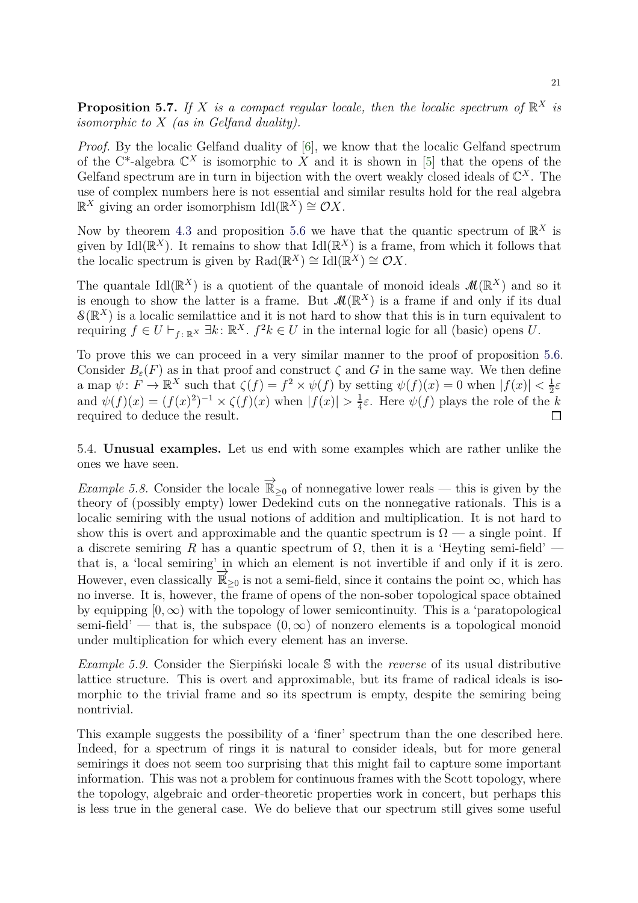**Proposition 5.7.** *If $X$ is a compact regular locale, then the localic spectrum of $\mathbb{R}^X$ is isomorphic to $X$ (as in Gelfand duality).*

*Proof.* By the localic Gelfand duality of [6], we know that the localic Gelfand spectrum of the C*-algebra $\mathbb{C}^X$ is isomorphic to $X$ and it is shown in [5] that the opens of the Gelfand spectrum are in turn in bijection with the overt weakly closed ideals of $\mathbb{C}^X$. The use of complex numbers here is not essential and similar results hold for the real algebra $\mathbb{R}^X$ giving an order isomorphism $\mathrm{Idl}(\mathbb{R}^X) \cong \mathcal{O}X$.

Now by theorem 4.3 and proposition 5.6 we have that the quantic spectrum of $\mathbb{R}^X$ is given by $\mathrm{Idl}(\mathbb{R}^X)$. It remains to show that $\mathrm{Idl}(\mathbb{R}^X)$ is a frame, from which it follows that the localic spectrum is given by $\mathrm{Rad}(\mathbb{R}^X) \cong \mathrm{Idl}(\mathbb{R}^X) \cong \mathcal{O}X$.

The quantale $\mathrm{Idl}(\mathbb{R}^X)$ is a quotient of the quantale of monoid ideals $\mathcal{M}(\mathbb{R}^X)$ and so it is enough to show the latter is a frame. But $\mathcal{M}(\mathbb{R}^X)$ is a frame if and only if its dual $\mathcal{S}(\mathbb{R}^X)$ is a localic semilattice and it is not hard to show that this is in turn equivalent to requiring $f \in U \vdash_{f\colon \mathbb{R}^X} \exists k\colon \mathbb{R}^X.\ f^2 k \in U$ in the internal logic for all (basic) opens $U$.

To prove this we can proceed in a very similar manner to the proof of proposition 5.6. Consider $B_\varepsilon(F)$ as in that proof and construct $\zeta$ and $G$ in the same way. We then define a map $\psi\colon F \to \mathbb{R}^X$ such that $\zeta(f) = f^2 \times \psi(f)$ by setting $\psi(f)(x) = 0$ when $|f(x)| < \frac{1}{2}\varepsilon$ and $\psi(f)(x) = (f(x)^2)^{-1} \times \zeta(f)(x)$ when $|f(x)| > \frac{1}{4}\varepsilon$. Here $\psi(f)$ plays the role of the $k$ required to deduce the result. □

5.4. **Unusual examples.** Let us end with some examples which are rather unlike the ones we have seen.

*Example 5.8.* Consider the locale $\overrightarrow{\mathbb{R}}_{\geq 0}$ of nonnegative lower reals — this is given by the theory of (possibly empty) lower Dedekind cuts on the nonnegative rationals. This is a localic semiring with the usual notions of addition and multiplication. It is not hard to show this is overt and approximable and the quantic spectrum is $\Omega$ — a single point. If a discrete semiring $R$ has a quantic spectrum of $\Omega$, then it is a 'Heyting semi-field' — that is, a 'local semiring' in which an element is not invertible if and only if it is zero. However, even classically $\overrightarrow{\mathbb{R}}_{\geq 0}$ is not a semi-field, since it contains the point $\infty$, which has no inverse. It is, however, the frame of opens of the non-sober topological space obtained by equipping $[0, \infty)$ with the topology of lower semicontinuity. This is a 'paratopological semi-field' — that is, the subspace $(0, \infty)$ of nonzero elements is a topological monoid under multiplication for which every element has an inverse.

*Example 5.9.* Consider the Sierpiński locale $\mathbb{S}$ with the *reverse* of its usual distributive lattice structure. This is overt and approximable, but its frame of radical ideals is isomorphic to the trivial frame and so its spectrum is empty, despite the semiring being nontrivial.

This example suggests the possibility of a 'finer' spectrum than the one described here. Indeed, for a spectrum of rings it is natural to consider ideals, but for more general semirings it does not seem too surprising that this might fail to capture some important information. This was not a problem for continuous frames with the Scott topology, where the topology, algebraic and order-theoretic properties work in concert, but perhaps this is less true in the general case. We do believe that our spectrum still gives some useful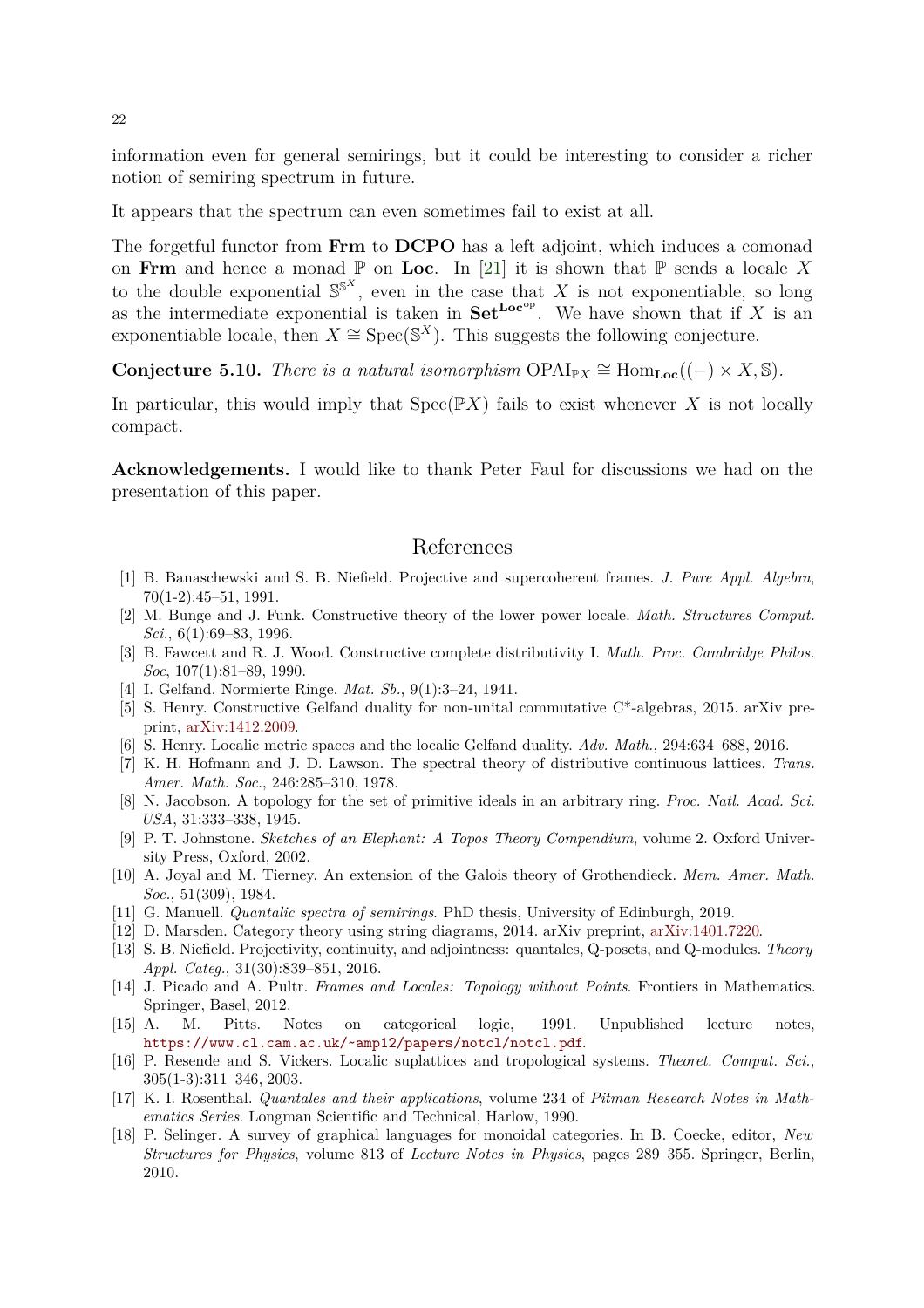information even for general semirings, but it could be interesting to consider a richer notion of semiring spectrum in future.

It appears that the spectrum can even sometimes fail to exist at all.

The forgetful functor from **Frm** to **DCPO** has a left adjoint, which induces a comonad on **Frm** and hence a monad $\mathbb{P}$ on **Loc**. In [21] it is shown that $\mathbb{P}$ sends a locale $X$ to the double exponential $\mathbb{S}^{\mathbb{S}^X}$, even in the case that $X$ is not exponentiable, so long as the intermediate exponential is taken in $\mathbf{Set}^{\mathbf{Loc}^{\mathrm{op}}}$. We have shown that if $X$ is an exponentiable locale, then $X \cong \mathrm{Spec}(\mathbb{S}^X)$. This suggests the following conjecture.

**Conjecture 5.10.** *There is a natural isomorphism* $\mathrm{OPAI}_{\mathbb{P}X} \cong \mathrm{Hom}_{\mathbf{Loc}}((-) \times X, \mathbb{S})$.

In particular, this would imply that $\mathrm{Spec}(\mathbb{P}X)$ fails to exist whenever $X$ is not locally compact.

**Acknowledgements.** I would like to thank Peter Faul for discussions we had on the presentation of this paper.

## References

[1] B. Banaschewski and S. B. Niefield. Projective and supercoherent frames. *J. Pure Appl. Algebra*, 70(1-2):45–51, 1991.

[2] M. Bunge and J. Funk. Constructive theory of the lower power locale. *Math. Structures Comput. Sci.*, 6(1):69–83, 1996.

[3] B. Fawcett and R. J. Wood. Constructive complete distributivity I. *Math. Proc. Cambridge Philos. Soc*, 107(1):81–89, 1990.

[4] I. Gelfand. Normierte Ringe. *Mat. Sb.*, 9(1):3–24, 1941.

[5] S. Henry. Constructive Gelfand duality for non-unital commutative C*-algebras, 2015. arXiv preprint, arXiv:1412.2009.

[6] S. Henry. Localic metric spaces and the localic Gelfand duality. *Adv. Math.*, 294:634–688, 2016.

[7] K. H. Hofmann and J. D. Lawson. The spectral theory of distributive continuous lattices. *Trans. Amer. Math. Soc.*, 246:285–310, 1978.

[8] N. Jacobson. A topology for the set of primitive ideals in an arbitrary ring. *Proc. Natl. Acad. Sci. USA*, 31:333–338, 1945.

[9] P. T. Johnstone. *Sketches of an Elephant: A Topos Theory Compendium*, volume 2. Oxford University Press, Oxford, 2002.

[10] A. Joyal and M. Tierney. An extension of the Galois theory of Grothendieck. *Mem. Amer. Math. Soc.*, 51(309), 1984.

[11] G. Manuell. *Quantalic spectra of semirings*. PhD thesis, University of Edinburgh, 2019.

[12] D. Marsden. Category theory using string diagrams, 2014. arXiv preprint, arXiv:1401.7220.

[13] S. B. Niefield. Projectivity, continuity, and adjointness: quantales, Q-posets, and Q-modules. *Theory Appl. Categ.*, 31(30):839–851, 2016.

[14] J. Picado and A. Pultr. *Frames and Locales: Topology without Points*. Frontiers in Mathematics. Springer, Basel, 2012.

[15] A. M. Pitts. Notes on categorical logic, 1991. Unpublished lecture notes, https://www.cl.cam.ac.uk/~amp12/papers/notcl/notcl.pdf.

[16] P. Resende and S. Vickers. Localic suplattices and tropological systems. *Theoret. Comput. Sci.*, 305(1-3):311–346, 2003.

[17] K. I. Rosenthal. *Quantales and their applications*, volume 234 of *Pitman Research Notes in Mathematics Series*. Longman Scientific and Technical, Harlow, 1990.

[18] P. Selinger. A survey of graphical languages for monoidal categories. In B. Coecke, editor, *New Structures for Physics*, volume 813 of *Lecture Notes in Physics*, pages 289–355. Springer, Berlin, 2010.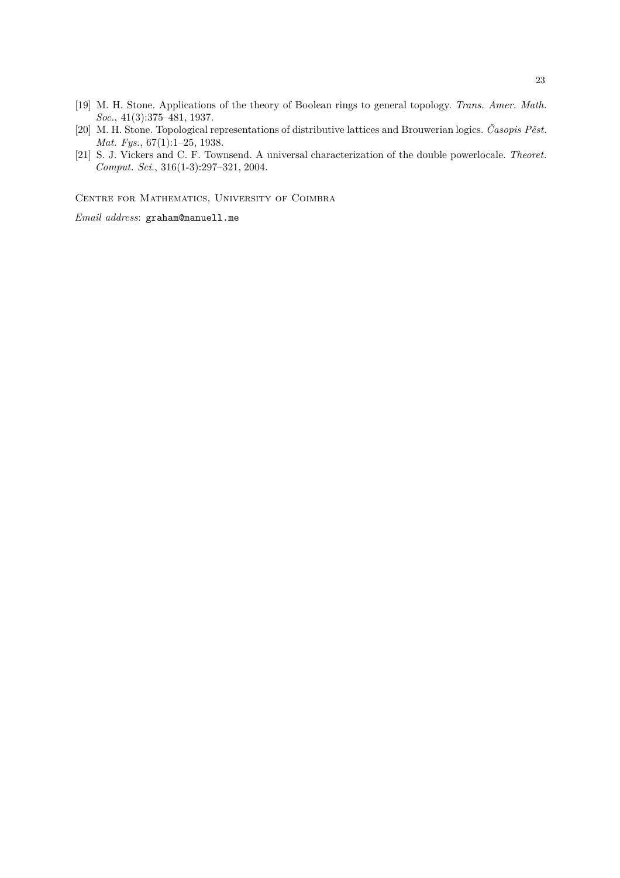[19] M. H. Stone. Applications of the theory of Boolean rings to general topology. *Trans. Amer. Math. Soc.*, 41(3):375–481, 1937.

[20] M. H. Stone. Topological representations of distributive lattices and Brouwerian logics. *Časopis Pěst. Mat. Fys.*, 67(1):1–25, 1938.

[21] S. J. Vickers and C. F. Townsend. A universal characterization of the double powerlocale. *Theoret. Comput. Sci.*, 316(1-3):297–321, 2004.

Centre for Mathematics, University of Coimbra

*Email address*: `graham@manuell.me`